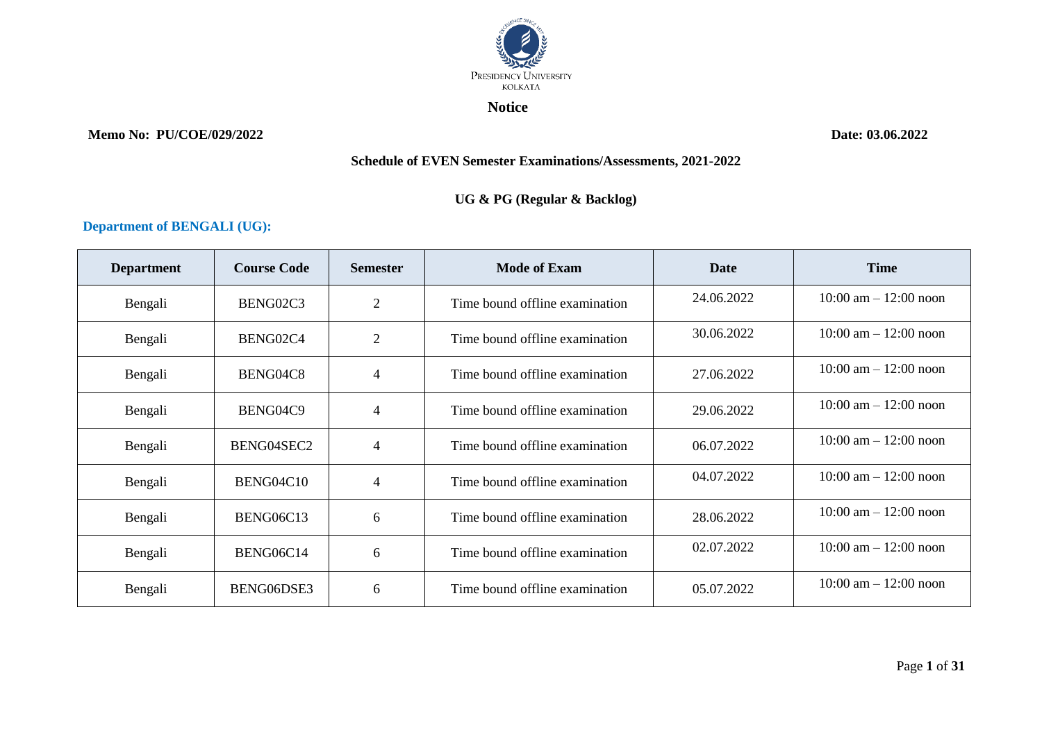PRESIDENCY UNIVERSITY
KOLKATA

# Notice

**Memo No: PU/COE/029/2022** **Date: 03.06.2022**

**Schedule of EVEN Semester Examinations/Assessments, 2021-2022**

**UG & PG (Regular & Backlog)**

## Department of BENGALI (UG):

| Department | Course Code | Semester | Mode of Exam | Date | Time |
|---|---|---|---|---|---|
| Bengali | BENG02C3 | 2 | Time bound offline examination | 24.06.2022 | 10:00 am – 12:00 noon |
| Bengali | BENG02C4 | 2 | Time bound offline examination | 30.06.2022 | 10:00 am – 12:00 noon |
| Bengali | BENG04C8 | 4 | Time bound offline examination | 27.06.2022 | 10:00 am – 12:00 noon |
| Bengali | BENG04C9 | 4 | Time bound offline examination | 29.06.2022 | 10:00 am – 12:00 noon |
| Bengali | BENG04SEC2 | 4 | Time bound offline examination | 06.07.2022 | 10:00 am – 12:00 noon |
| Bengali | BENG04C10 | 4 | Time bound offline examination | 04.07.2022 | 10:00 am – 12:00 noon |
| Bengali | BENG06C13 | 6 | Time bound offline examination | 28.06.2022 | 10:00 am – 12:00 noon |
| Bengali | BENG06C14 | 6 | Time bound offline examination | 02.07.2022 | 10:00 am – 12:00 noon |
| Bengali | BENG06DSE3 | 6 | Time bound offline examination | 05.07.2022 | 10:00 am – 12:00 noon |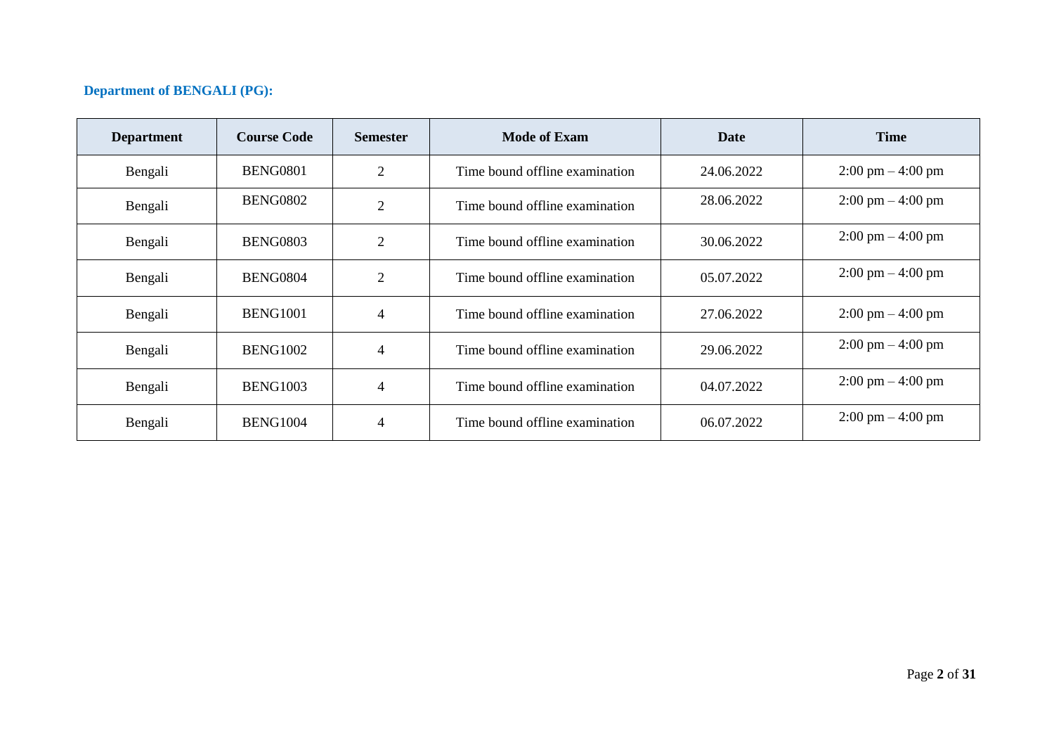**Department of BENGALI (PG):**

| Department | Course Code | Semester | Mode of Exam | Date | Time |
|---|---|---|---|---|---|
| Bengali | BENG0801 | 2 | Time bound offline examination | 24.06.2022 | 2:00 pm – 4:00 pm |
| Bengali | BENG0802 | 2 | Time bound offline examination | 28.06.2022 | 2:00 pm – 4:00 pm |
| Bengali | BENG0803 | 2 | Time bound offline examination | 30.06.2022 | 2:00 pm – 4:00 pm |
| Bengali | BENG0804 | 2 | Time bound offline examination | 05.07.2022 | 2:00 pm – 4:00 pm |
| Bengali | BENG1001 | 4 | Time bound offline examination | 27.06.2022 | 2:00 pm – 4:00 pm |
| Bengali | BENG1002 | 4 | Time bound offline examination | 29.06.2022 | 2:00 pm – 4:00 pm |
| Bengali | BENG1003 | 4 | Time bound offline examination | 04.07.2022 | 2:00 pm – 4:00 pm |
| Bengali | BENG1004 | 4 | Time bound offline examination | 06.07.2022 | 2:00 pm – 4:00 pm |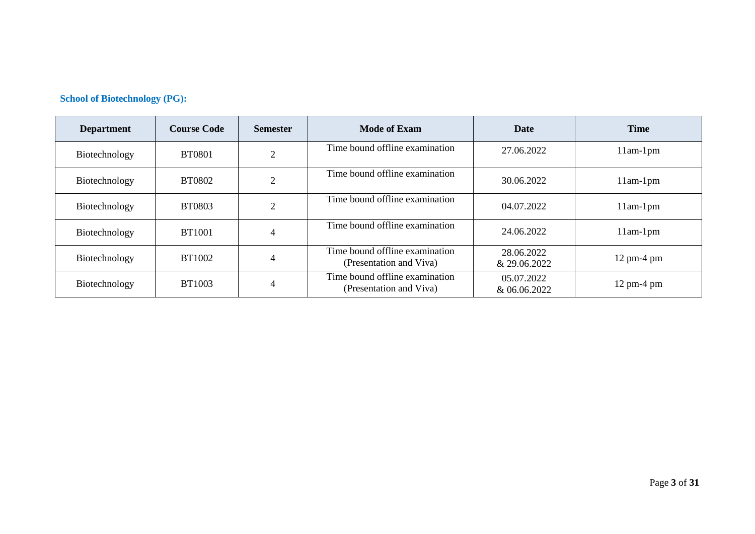**School of Biotechnology (PG):**

| Department | Course Code | Semester | Mode of Exam | Date | Time |
| --- | --- | --- | --- | --- | --- |
| Biotechnology | BT0801 | 2 | Time bound offline examination | 27.06.2022 | 11am-1pm |
| Biotechnology | BT0802 | 2 | Time bound offline examination | 30.06.2022 | 11am-1pm |
| Biotechnology | BT0803 | 2 | Time bound offline examination | 04.07.2022 | 11am-1pm |
| Biotechnology | BT1001 | 4 | Time bound offline examination | 24.06.2022 | 11am-1pm |
| Biotechnology | BT1002 | 4 | Time bound offline examination (Presentation and Viva) | 28.06.2022 & 29.06.2022 | 12 pm-4 pm |
| Biotechnology | BT1003 | 4 | Time bound offline examination (Presentation and Viva) | 05.07.2022 & 06.06.2022 | 12 pm-4 pm |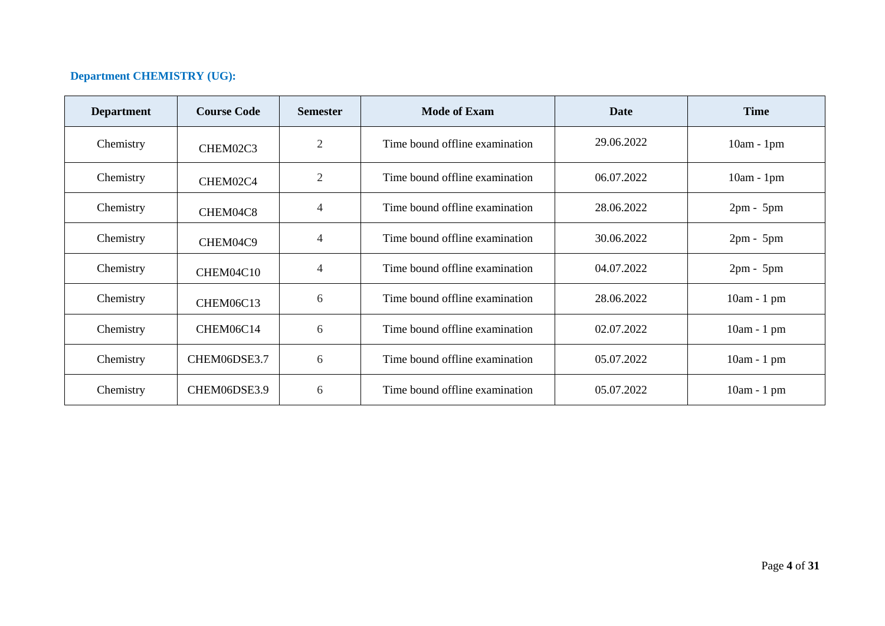### Department CHEMISTRY (UG):

| Department | Course Code | Semester | Mode of Exam | Date | Time |
|---|---|---|---|---|---|
| Chemistry | CHEM02C3 | 2 | Time bound offline examination | 29.06.2022 | 10am - 1pm |
| Chemistry | CHEM02C4 | 2 | Time bound offline examination | 06.07.2022 | 10am - 1pm |
| Chemistry | CHEM04C8 | 4 | Time bound offline examination | 28.06.2022 | 2pm - 5pm |
| Chemistry | CHEM04C9 | 4 | Time bound offline examination | 30.06.2022 | 2pm - 5pm |
| Chemistry | CHEM04C10 | 4 | Time bound offline examination | 04.07.2022 | 2pm - 5pm |
| Chemistry | CHEM06C13 | 6 | Time bound offline examination | 28.06.2022 | 10am - 1 pm |
| Chemistry | CHEM06C14 | 6 | Time bound offline examination | 02.07.2022 | 10am - 1 pm |
| Chemistry | CHEM06DSE3.7 | 6 | Time bound offline examination | 05.07.2022 | 10am - 1 pm |
| Chemistry | CHEM06DSE3.9 | 6 | Time bound offline examination | 05.07.2022 | 10am - 1 pm |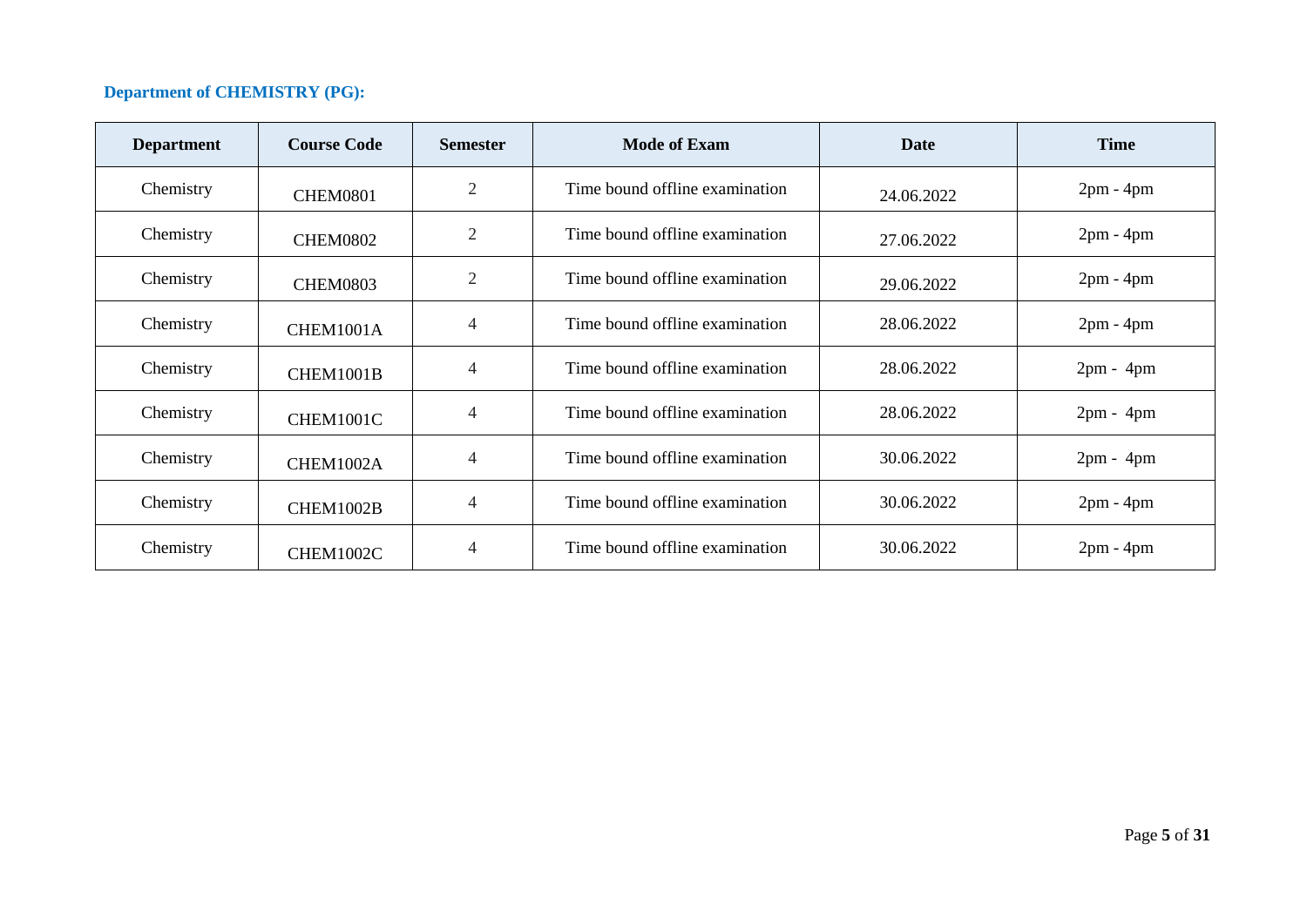**Department of CHEMISTRY (PG):**

| Department | Course Code | Semester | Mode of Exam | Date | Time |
|---|---|---|---|---|---|
| Chemistry | CHEM0801 | 2 | Time bound offline examination | 24.06.2022 | 2pm - 4pm |
| Chemistry | CHEM0802 | 2 | Time bound offline examination | 27.06.2022 | 2pm - 4pm |
| Chemistry | CHEM0803 | 2 | Time bound offline examination | 29.06.2022 | 2pm - 4pm |
| Chemistry | CHEM1001A | 4 | Time bound offline examination | 28.06.2022 | 2pm - 4pm |
| Chemistry | CHEM1001B | 4 | Time bound offline examination | 28.06.2022 | 2pm - 4pm |
| Chemistry | CHEM1001C | 4 | Time bound offline examination | 28.06.2022 | 2pm - 4pm |
| Chemistry | CHEM1002A | 4 | Time bound offline examination | 30.06.2022 | 2pm - 4pm |
| Chemistry | CHEM1002B | 4 | Time bound offline examination | 30.06.2022 | 2pm - 4pm |
| Chemistry | CHEM1002C | 4 | Time bound offline examination | 30.06.2022 | 2pm - 4pm |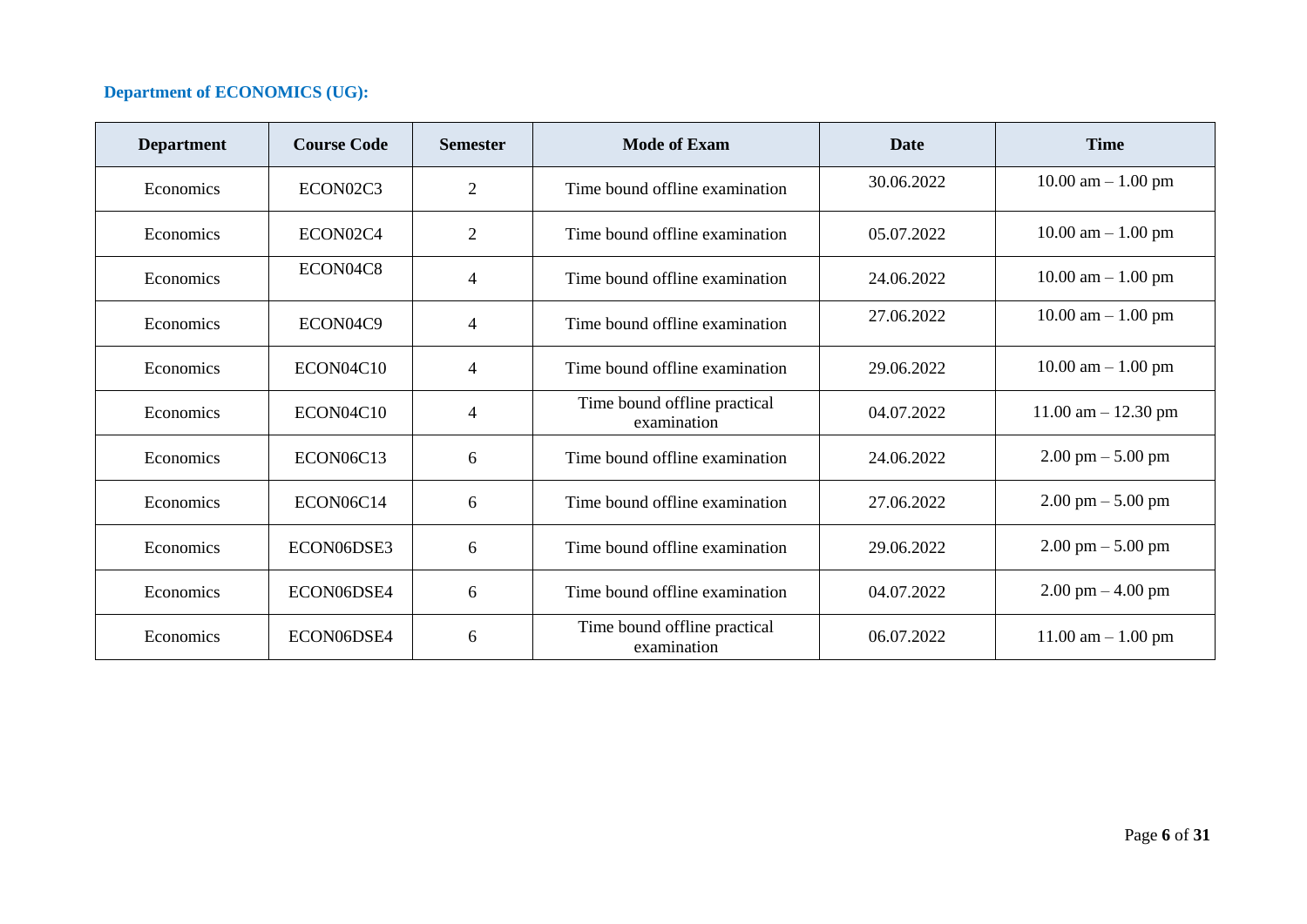**Department of ECONOMICS (UG):**

| Department | Course Code | Semester | Mode of Exam | Date | Time |
|---|---|---|---|---|---|
| Economics | ECON02C3 | 2 | Time bound offline examination | 30.06.2022 | 10.00 am – 1.00 pm |
| Economics | ECON02C4 | 2 | Time bound offline examination | 05.07.2022 | 10.00 am – 1.00 pm |
| Economics | ECON04C8 | 4 | Time bound offline examination | 24.06.2022 | 10.00 am – 1.00 pm |
| Economics | ECON04C9 | 4 | Time bound offline examination | 27.06.2022 | 10.00 am – 1.00 pm |
| Economics | ECON04C10 | 4 | Time bound offline examination | 29.06.2022 | 10.00 am – 1.00 pm |
| Economics | ECON04C10 | 4 | Time bound offline practical examination | 04.07.2022 | 11.00 am – 12.30 pm |
| Economics | ECON06C13 | 6 | Time bound offline examination | 24.06.2022 | 2.00 pm – 5.00 pm |
| Economics | ECON06C14 | 6 | Time bound offline examination | 27.06.2022 | 2.00 pm – 5.00 pm |
| Economics | ECON06DSE3 | 6 | Time bound offline examination | 29.06.2022 | 2.00 pm – 5.00 pm |
| Economics | ECON06DSE4 | 6 | Time bound offline examination | 04.07.2022 | 2.00 pm – 4.00 pm |
| Economics | ECON06DSE4 | 6 | Time bound offline practical examination | 06.07.2022 | 11.00 am – 1.00 pm |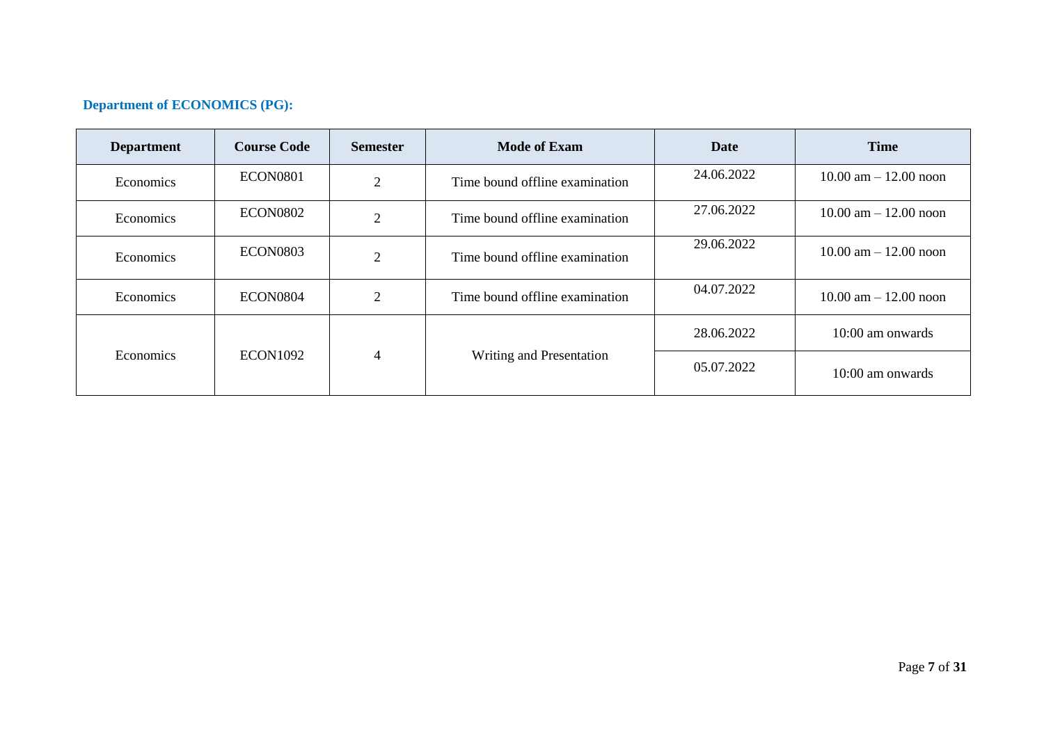### Department of ECONOMICS (PG):

| Department | Course Code | Semester | Mode of Exam | Date | Time |
|---|---|---|---|---|---|
| Economics | ECON0801 | 2 | Time bound offline examination | 24.06.2022 | 10.00 am – 12.00 noon |
| Economics | ECON0802 | 2 | Time bound offline examination | 27.06.2022 | 10.00 am – 12.00 noon |
| Economics | ECON0803 | 2 | Time bound offline examination | 29.06.2022 | 10.00 am – 12.00 noon |
| Economics | ECON0804 | 2 | Time bound offline examination | 04.07.2022 | 10.00 am – 12.00 noon |
| Economics | ECON1092 | 4 | Writing and Presentation | 28.06.2022 | 10:00 am onwards |
| | | | | 05.07.2022 | 10:00 am onwards |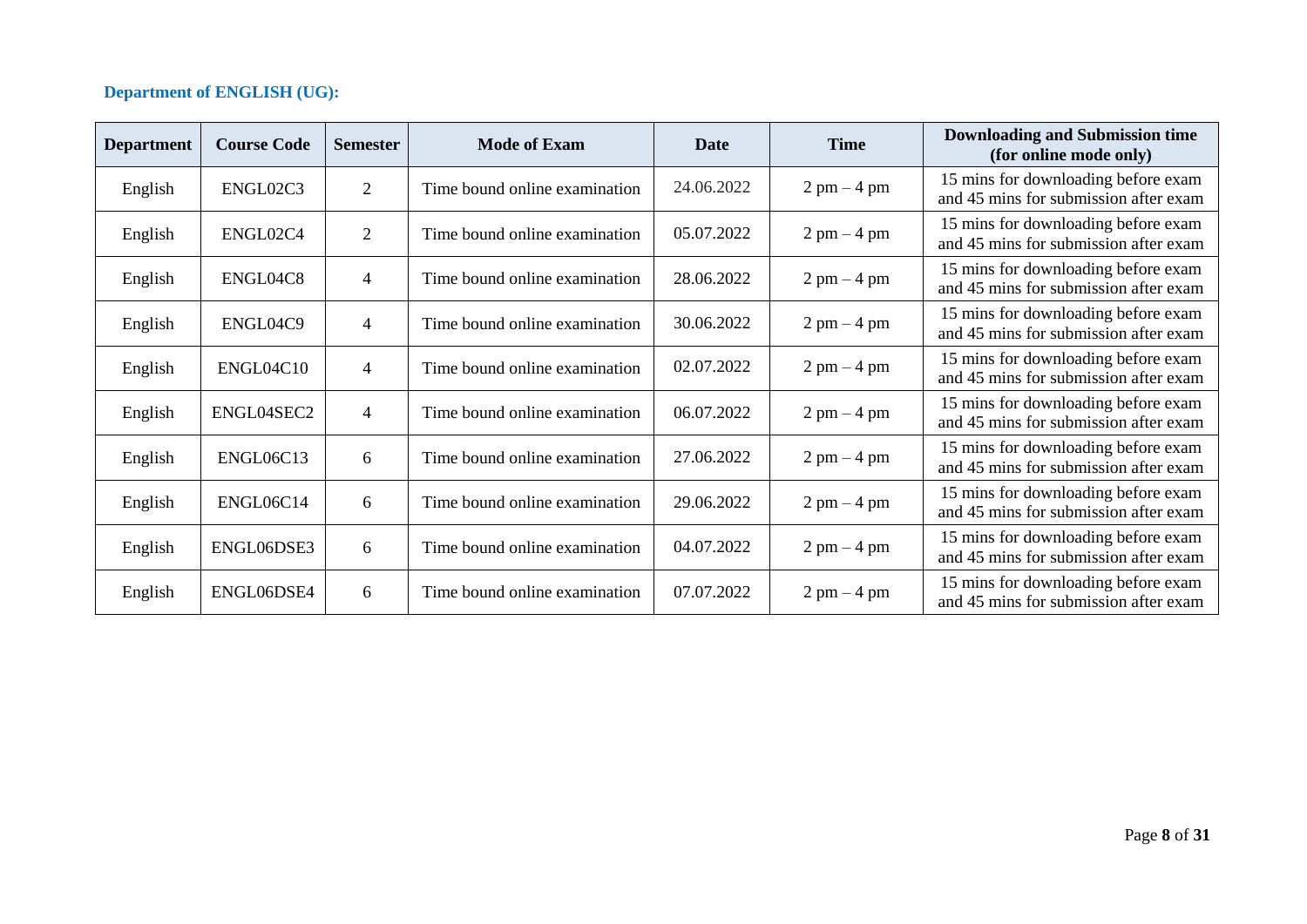**Department of ENGLISH (UG):**

| Department | Course Code | Semester | Mode of Exam | Date | Time | Downloading and Submission time (for online mode only) |
|---|---|---|---|---|---|---|
| English | ENGL02C3 | 2 | Time bound online examination | 24.06.2022 | 2 pm – 4 pm | 15 mins for downloading before exam and 45 mins for submission after exam |
| English | ENGL02C4 | 2 | Time bound online examination | 05.07.2022 | 2 pm – 4 pm | 15 mins for downloading before exam and 45 mins for submission after exam |
| English | ENGL04C8 | 4 | Time bound online examination | 28.06.2022 | 2 pm – 4 pm | 15 mins for downloading before exam and 45 mins for submission after exam |
| English | ENGL04C9 | 4 | Time bound online examination | 30.06.2022 | 2 pm – 4 pm | 15 mins for downloading before exam and 45 mins for submission after exam |
| English | ENGL04C10 | 4 | Time bound online examination | 02.07.2022 | 2 pm – 4 pm | 15 mins for downloading before exam and 45 mins for submission after exam |
| English | ENGL04SEC2 | 4 | Time bound online examination | 06.07.2022 | 2 pm – 4 pm | 15 mins for downloading before exam and 45 mins for submission after exam |
| English | ENGL06C13 | 6 | Time bound online examination | 27.06.2022 | 2 pm – 4 pm | 15 mins for downloading before exam and 45 mins for submission after exam |
| English | ENGL06C14 | 6 | Time bound online examination | 29.06.2022 | 2 pm – 4 pm | 15 mins for downloading before exam and 45 mins for submission after exam |
| English | ENGL06DSE3 | 6 | Time bound online examination | 04.07.2022 | 2 pm – 4 pm | 15 mins for downloading before exam and 45 mins for submission after exam |
| English | ENGL06DSE4 | 6 | Time bound online examination | 07.07.2022 | 2 pm – 4 pm | 15 mins for downloading before exam and 45 mins for submission after exam |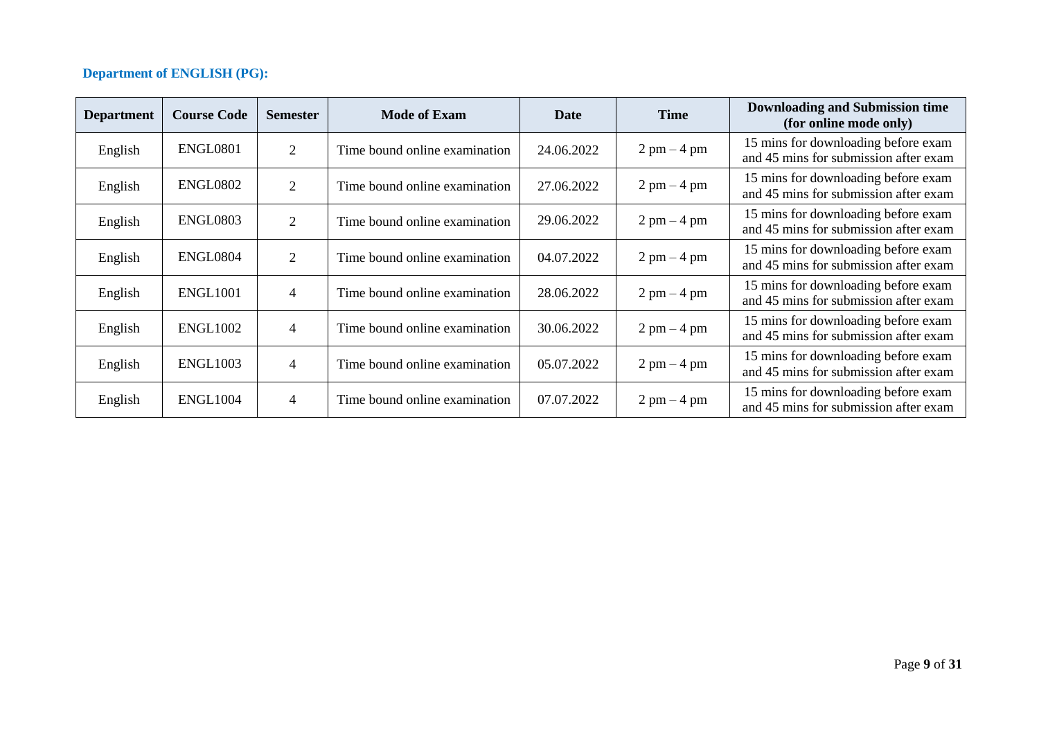**Department of ENGLISH (PG):**

| Department | Course Code | Semester | Mode of Exam | Date | Time | Downloading and Submission time (for online mode only) |
|---|---|---|---|---|---|---|
| English | ENGL0801 | 2 | Time bound online examination | 24.06.2022 | 2 pm – 4 pm | 15 mins for downloading before exam and 45 mins for submission after exam |
| English | ENGL0802 | 2 | Time bound online examination | 27.06.2022 | 2 pm – 4 pm | 15 mins for downloading before exam and 45 mins for submission after exam |
| English | ENGL0803 | 2 | Time bound online examination | 29.06.2022 | 2 pm – 4 pm | 15 mins for downloading before exam and 45 mins for submission after exam |
| English | ENGL0804 | 2 | Time bound online examination | 04.07.2022 | 2 pm – 4 pm | 15 mins for downloading before exam and 45 mins for submission after exam |
| English | ENGL1001 | 4 | Time bound online examination | 28.06.2022 | 2 pm – 4 pm | 15 mins for downloading before exam and 45 mins for submission after exam |
| English | ENGL1002 | 4 | Time bound online examination | 30.06.2022 | 2 pm – 4 pm | 15 mins for downloading before exam and 45 mins for submission after exam |
| English | ENGL1003 | 4 | Time bound online examination | 05.07.2022 | 2 pm – 4 pm | 15 mins for downloading before exam and 45 mins for submission after exam |
| English | ENGL1004 | 4 | Time bound online examination | 07.07.2022 | 2 pm – 4 pm | 15 mins for downloading before exam and 45 mins for submission after exam |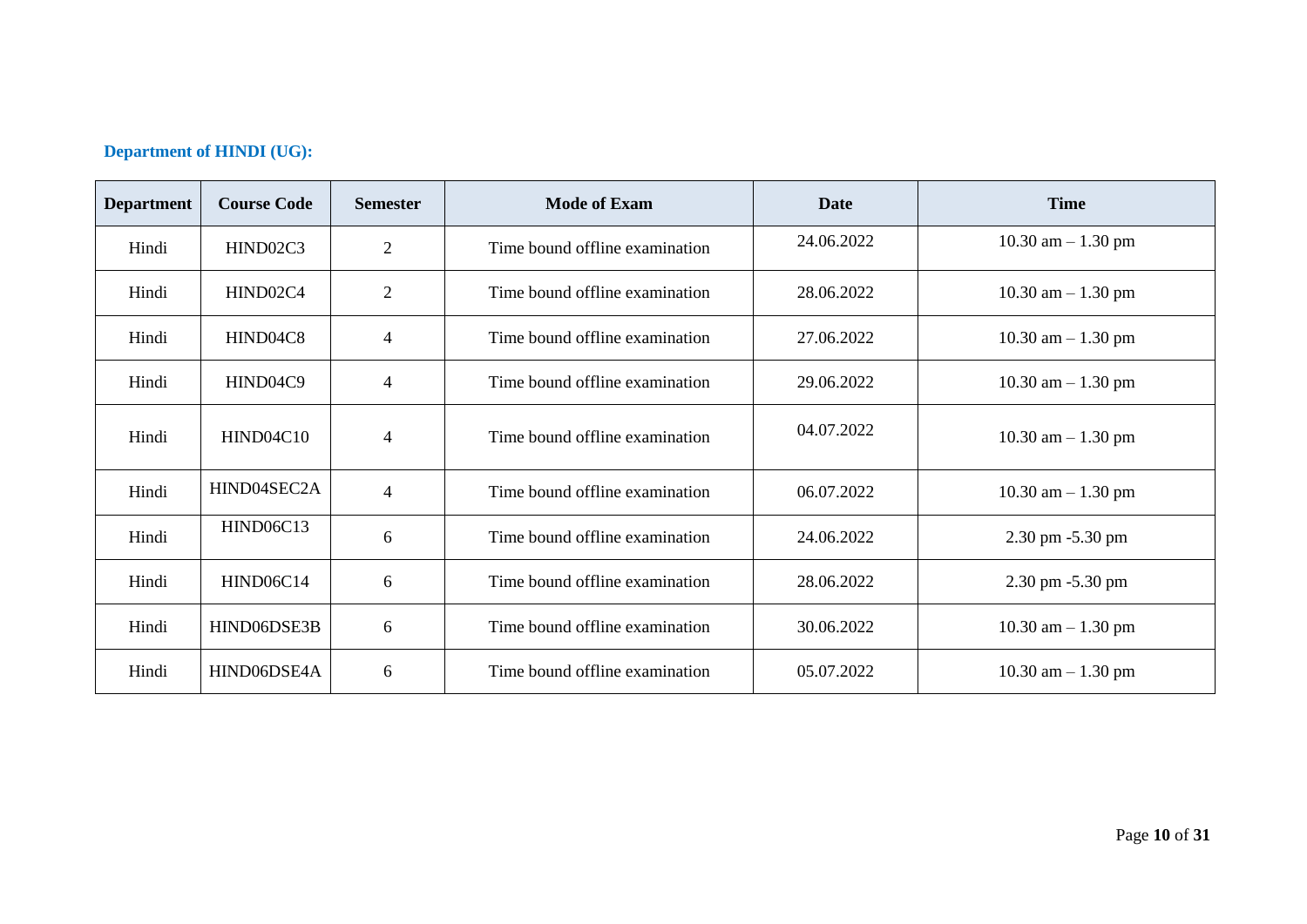**Department of HINDI (UG):**

| Department | Course Code | Semester | Mode of Exam | Date | Time |
|---|---|---|---|---|---|
| Hindi | HIND02C3 | 2 | Time bound offline examination | 24.06.2022 | 10.30 am – 1.30 pm |
| Hindi | HIND02C4 | 2 | Time bound offline examination | 28.06.2022 | 10.30 am – 1.30 pm |
| Hindi | HIND04C8 | 4 | Time bound offline examination | 27.06.2022 | 10.30 am – 1.30 pm |
| Hindi | HIND04C9 | 4 | Time bound offline examination | 29.06.2022 | 10.30 am – 1.30 pm |
| Hindi | HIND04C10 | 4 | Time bound offline examination | 04.07.2022 | 10.30 am – 1.30 pm |
| Hindi | HIND04SEC2A | 4 | Time bound offline examination | 06.07.2022 | 10.30 am – 1.30 pm |
| Hindi | HIND06C13 | 6 | Time bound offline examination | 24.06.2022 | 2.30 pm -5.30 pm |
| Hindi | HIND06C14 | 6 | Time bound offline examination | 28.06.2022 | 2.30 pm -5.30 pm |
| Hindi | HIND06DSE3B | 6 | Time bound offline examination | 30.06.2022 | 10.30 am – 1.30 pm |
| Hindi | HIND06DSE4A | 6 | Time bound offline examination | 05.07.2022 | 10.30 am – 1.30 pm |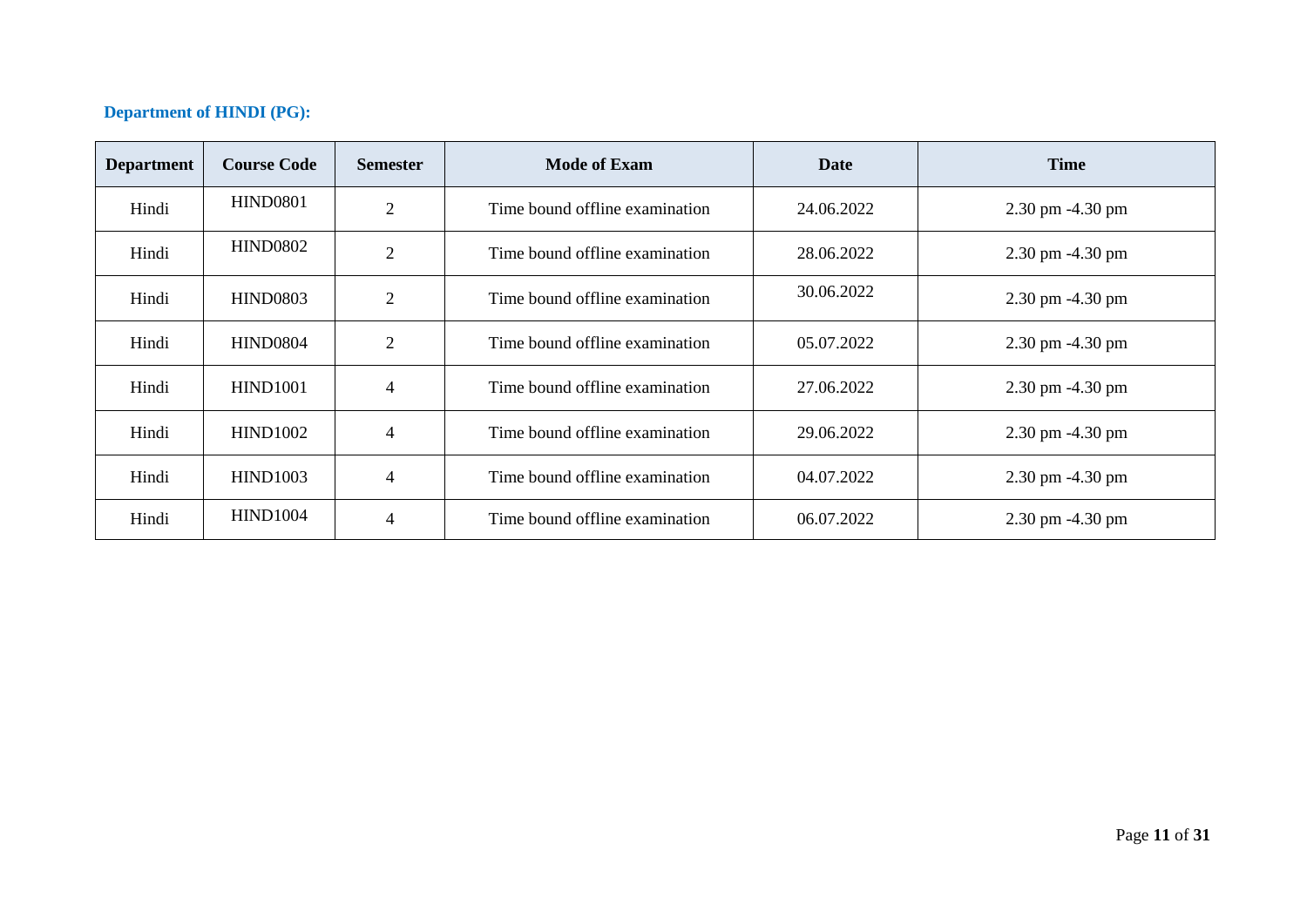**Department of HINDI (PG):**

| Department | Course Code | Semester | Mode of Exam | Date | Time |
|---|---|---|---|---|---|
| Hindi | HIND0801 | 2 | Time bound offline examination | 24.06.2022 | 2.30 pm -4.30 pm |
| Hindi | HIND0802 | 2 | Time bound offline examination | 28.06.2022 | 2.30 pm -4.30 pm |
| Hindi | HIND0803 | 2 | Time bound offline examination | 30.06.2022 | 2.30 pm -4.30 pm |
| Hindi | HIND0804 | 2 | Time bound offline examination | 05.07.2022 | 2.30 pm -4.30 pm |
| Hindi | HIND1001 | 4 | Time bound offline examination | 27.06.2022 | 2.30 pm -4.30 pm |
| Hindi | HIND1002 | 4 | Time bound offline examination | 29.06.2022 | 2.30 pm -4.30 pm |
| Hindi | HIND1003 | 4 | Time bound offline examination | 04.07.2022 | 2.30 pm -4.30 pm |
| Hindi | HIND1004 | 4 | Time bound offline examination | 06.07.2022 | 2.30 pm -4.30 pm |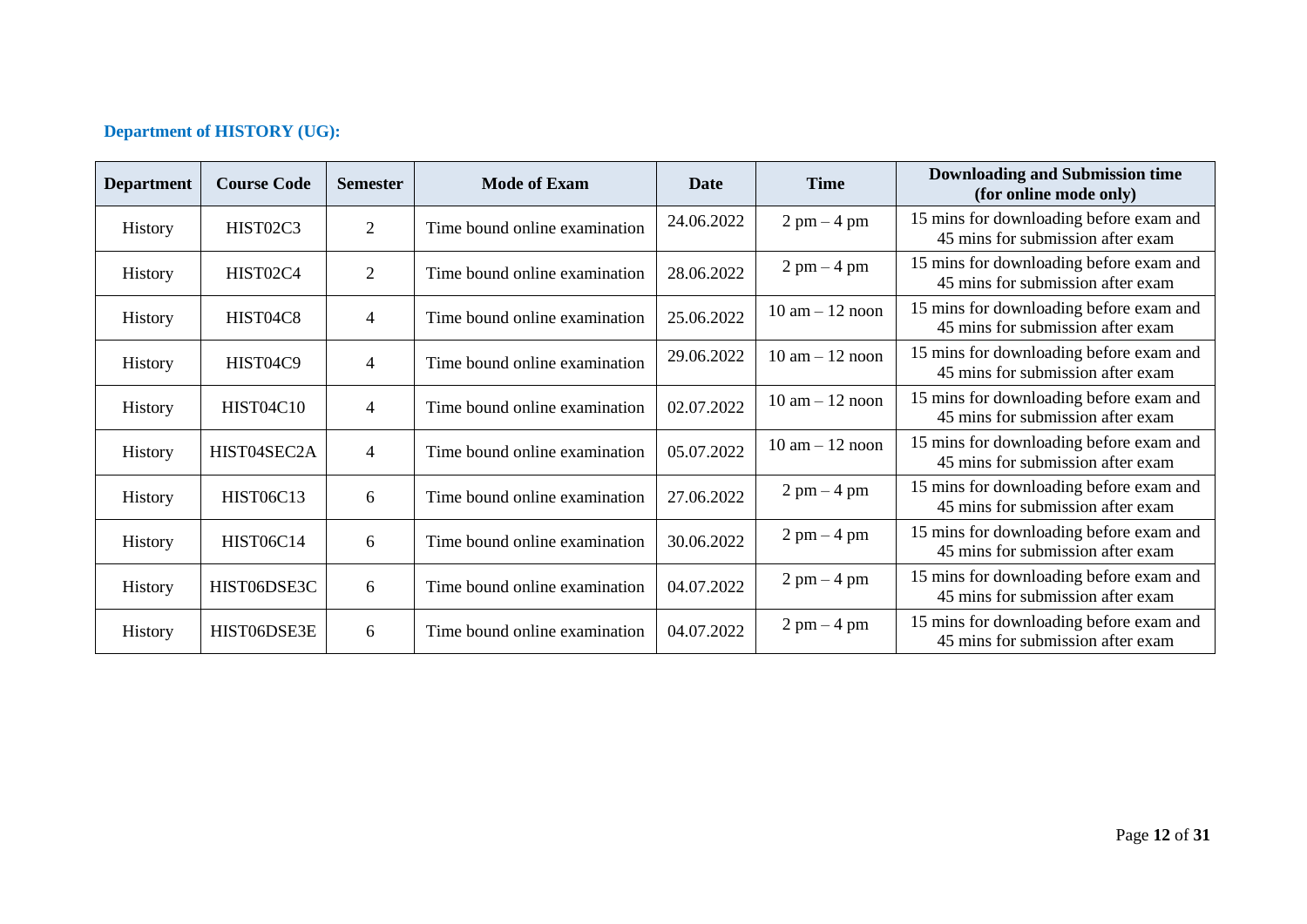**Department of HISTORY (UG):**

| Department | Course Code | Semester | Mode of Exam | Date | Time | Downloading and Submission time (for online mode only) |
|---|---|---|---|---|---|---|
| History | HIST02C3 | 2 | Time bound online examination | 24.06.2022 | 2 pm – 4 pm | 15 mins for downloading before exam and 45 mins for submission after exam |
| History | HIST02C4 | 2 | Time bound online examination | 28.06.2022 | 2 pm – 4 pm | 15 mins for downloading before exam and 45 mins for submission after exam |
| History | HIST04C8 | 4 | Time bound online examination | 25.06.2022 | 10 am – 12 noon | 15 mins for downloading before exam and 45 mins for submission after exam |
| History | HIST04C9 | 4 | Time bound online examination | 29.06.2022 | 10 am – 12 noon | 15 mins for downloading before exam and 45 mins for submission after exam |
| History | HIST04C10 | 4 | Time bound online examination | 02.07.2022 | 10 am – 12 noon | 15 mins for downloading before exam and 45 mins for submission after exam |
| History | HIST04SEC2A | 4 | Time bound online examination | 05.07.2022 | 10 am – 12 noon | 15 mins for downloading before exam and 45 mins for submission after exam |
| History | HIST06C13 | 6 | Time bound online examination | 27.06.2022 | 2 pm – 4 pm | 15 mins for downloading before exam and 45 mins for submission after exam |
| History | HIST06C14 | 6 | Time bound online examination | 30.06.2022 | 2 pm – 4 pm | 15 mins for downloading before exam and 45 mins for submission after exam |
| History | HIST06DSE3C | 6 | Time bound online examination | 04.07.2022 | 2 pm – 4 pm | 15 mins for downloading before exam and 45 mins for submission after exam |
| History | HIST06DSE3E | 6 | Time bound online examination | 04.07.2022 | 2 pm – 4 pm | 15 mins for downloading before exam and 45 mins for submission after exam |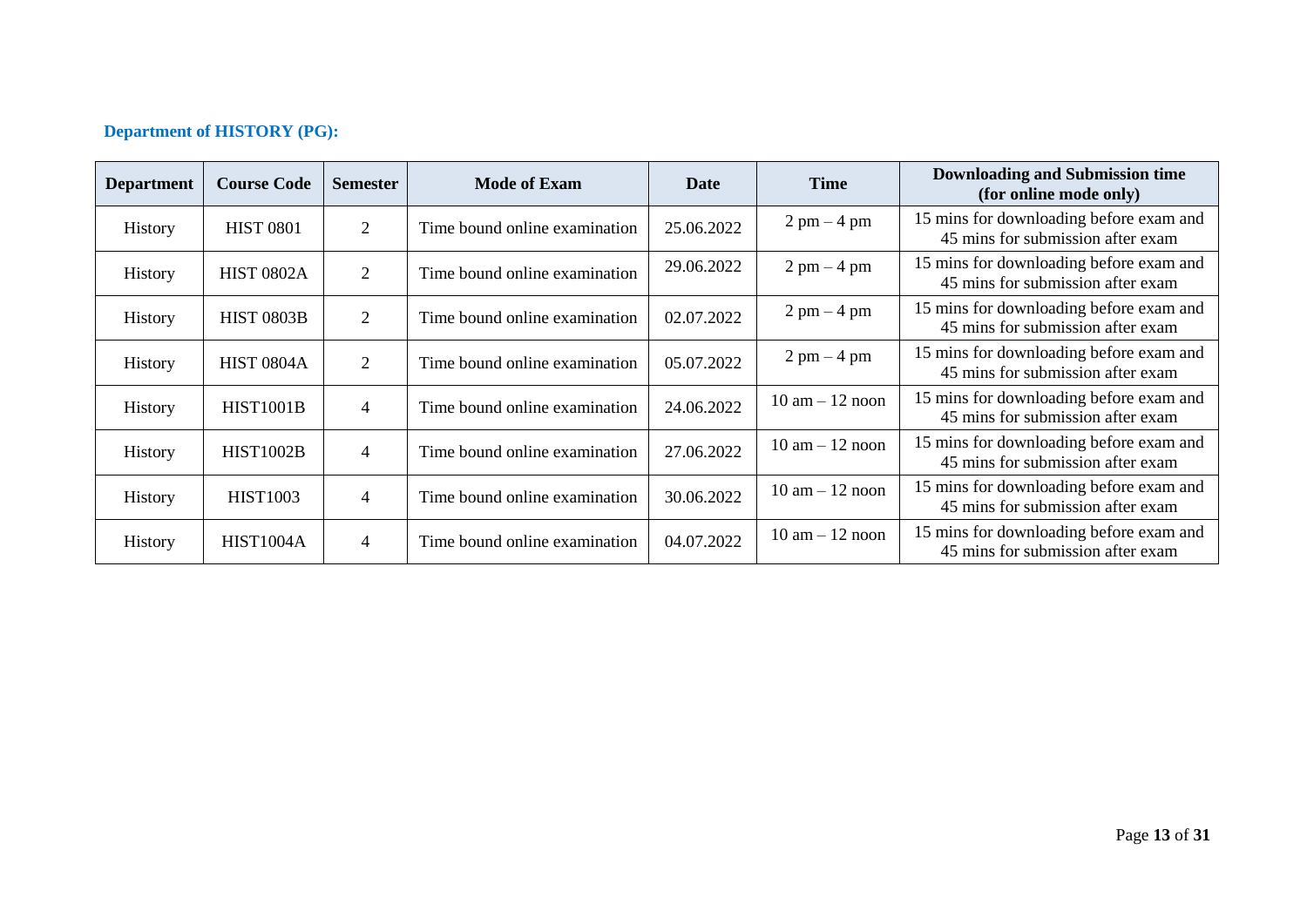**Department of HISTORY (PG):**

| Department | Course Code | Semester | Mode of Exam | Date | Time | Downloading and Submission time (for online mode only) |
|---|---|---|---|---|---|---|
| History | HIST 0801 | 2 | Time bound online examination | 25.06.2022 | 2 pm – 4 pm | 15 mins for downloading before exam and 45 mins for submission after exam |
| History | HIST 0802A | 2 | Time bound online examination | 29.06.2022 | 2 pm – 4 pm | 15 mins for downloading before exam and 45 mins for submission after exam |
| History | HIST 0803B | 2 | Time bound online examination | 02.07.2022 | 2 pm – 4 pm | 15 mins for downloading before exam and 45 mins for submission after exam |
| History | HIST 0804A | 2 | Time bound online examination | 05.07.2022 | 2 pm – 4 pm | 15 mins for downloading before exam and 45 mins for submission after exam |
| History | HIST1001B | 4 | Time bound online examination | 24.06.2022 | 10 am – 12 noon | 15 mins for downloading before exam and 45 mins for submission after exam |
| History | HIST1002B | 4 | Time bound online examination | 27.06.2022 | 10 am – 12 noon | 15 mins for downloading before exam and 45 mins for submission after exam |
| History | HIST1003 | 4 | Time bound online examination | 30.06.2022 | 10 am – 12 noon | 15 mins for downloading before exam and 45 mins for submission after exam |
| History | HIST1004A | 4 | Time bound online examination | 04.07.2022 | 10 am – 12 noon | 15 mins for downloading before exam and 45 mins for submission after exam |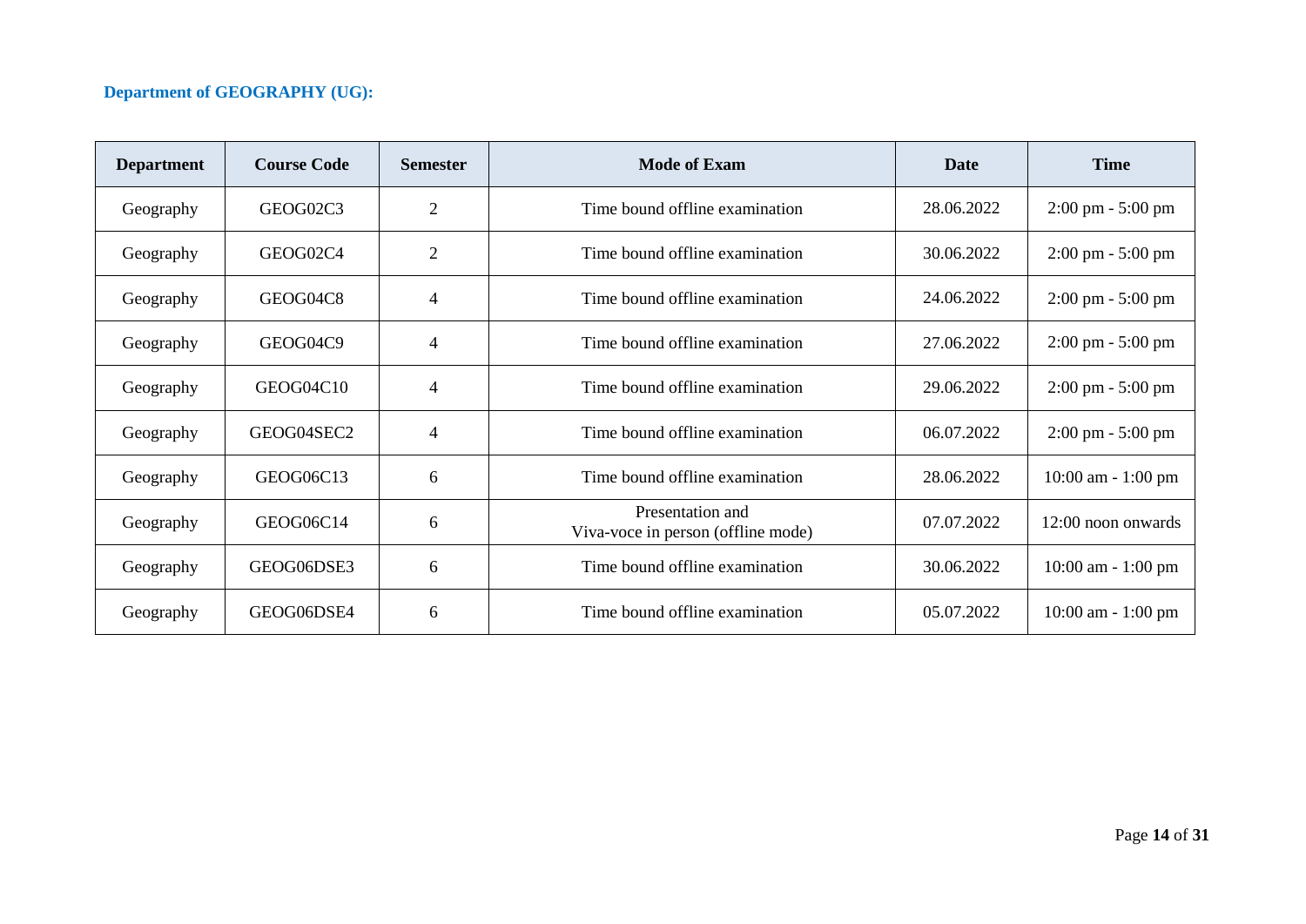**Department of GEOGRAPHY (UG):**

| Department | Course Code | Semester | Mode of Exam | Date | Time |
|---|---|---|---|---|---|
| Geography | GEOG02C3 | 2 | Time bound offline examination | 28.06.2022 | 2:00 pm - 5:00 pm |
| Geography | GEOG02C4 | 2 | Time bound offline examination | 30.06.2022 | 2:00 pm - 5:00 pm |
| Geography | GEOG04C8 | 4 | Time bound offline examination | 24.06.2022 | 2:00 pm - 5:00 pm |
| Geography | GEOG04C9 | 4 | Time bound offline examination | 27.06.2022 | 2:00 pm - 5:00 pm |
| Geography | GEOG04C10 | 4 | Time bound offline examination | 29.06.2022 | 2:00 pm - 5:00 pm |
| Geography | GEOG04SEC2 | 4 | Time bound offline examination | 06.07.2022 | 2:00 pm - 5:00 pm |
| Geography | GEOG06C13 | 6 | Time bound offline examination | 28.06.2022 | 10:00 am - 1:00 pm |
| Geography | GEOG06C14 | 6 | Presentation and Viva-voce in person (offline mode) | 07.07.2022 | 12:00 noon onwards |
| Geography | GEOG06DSE3 | 6 | Time bound offline examination | 30.06.2022 | 10:00 am - 1:00 pm |
| Geography | GEOG06DSE4 | 6 | Time bound offline examination | 05.07.2022 | 10:00 am - 1:00 pm |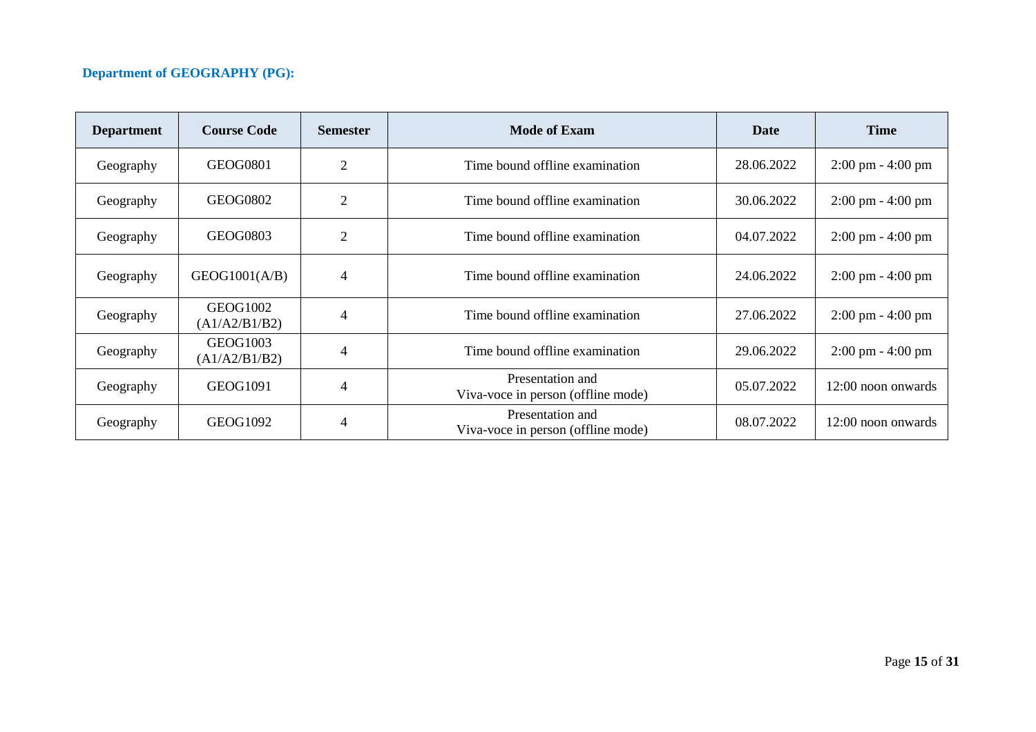**Department of GEOGRAPHY (PG):**

| Department | Course Code | Semester | Mode of Exam | Date | Time |
|---|---|---|---|---|---|
| Geography | GEOG0801 | 2 | Time bound offline examination | 28.06.2022 | 2:00 pm - 4:00 pm |
| Geography | GEOG0802 | 2 | Time bound offline examination | 30.06.2022 | 2:00 pm - 4:00 pm |
| Geography | GEOG0803 | 2 | Time bound offline examination | 04.07.2022 | 2:00 pm - 4:00 pm |
| Geography | GEOG1001(A/B) | 4 | Time bound offline examination | 24.06.2022 | 2:00 pm - 4:00 pm |
| Geography | GEOG1002 (A1/A2/B1/B2) | 4 | Time bound offline examination | 27.06.2022 | 2:00 pm - 4:00 pm |
| Geography | GEOG1003 (A1/A2/B1/B2) | 4 | Time bound offline examination | 29.06.2022 | 2:00 pm - 4:00 pm |
| Geography | GEOG1091 | 4 | Presentation and Viva-voce in person (offline mode) | 05.07.2022 | 12:00 noon onwards |
| Geography | GEOG1092 | 4 | Presentation and Viva-voce in person (offline mode) | 08.07.2022 | 12:00 noon onwards |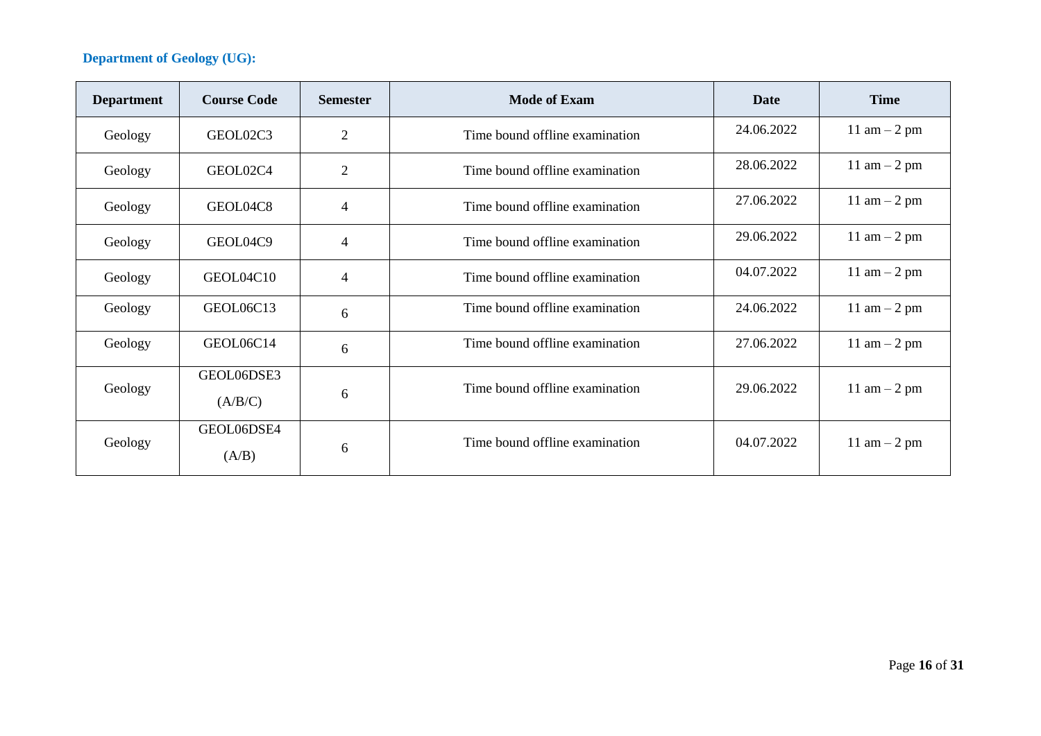**Department of Geology (UG):**

| Department | Course Code | Semester | Mode of Exam | Date | Time |
|---|---|---|---|---|---|
| Geology | GEOL02C3 | 2 | Time bound offline examination | 24.06.2022 | 11 am – 2 pm |
| Geology | GEOL02C4 | 2 | Time bound offline examination | 28.06.2022 | 11 am – 2 pm |
| Geology | GEOL04C8 | 4 | Time bound offline examination | 27.06.2022 | 11 am – 2 pm |
| Geology | GEOL04C9 | 4 | Time bound offline examination | 29.06.2022 | 11 am – 2 pm |
| Geology | GEOL04C10 | 4 | Time bound offline examination | 04.07.2022 | 11 am – 2 pm |
| Geology | GEOL06C13 | 6 | Time bound offline examination | 24.06.2022 | 11 am – 2 pm |
| Geology | GEOL06C14 | 6 | Time bound offline examination | 27.06.2022 | 11 am – 2 pm |
| Geology | GEOL06DSE3 (A/B/C) | 6 | Time bound offline examination | 29.06.2022 | 11 am – 2 pm |
| Geology | GEOL06DSE4 (A/B) | 6 | Time bound offline examination | 04.07.2022 | 11 am – 2 pm |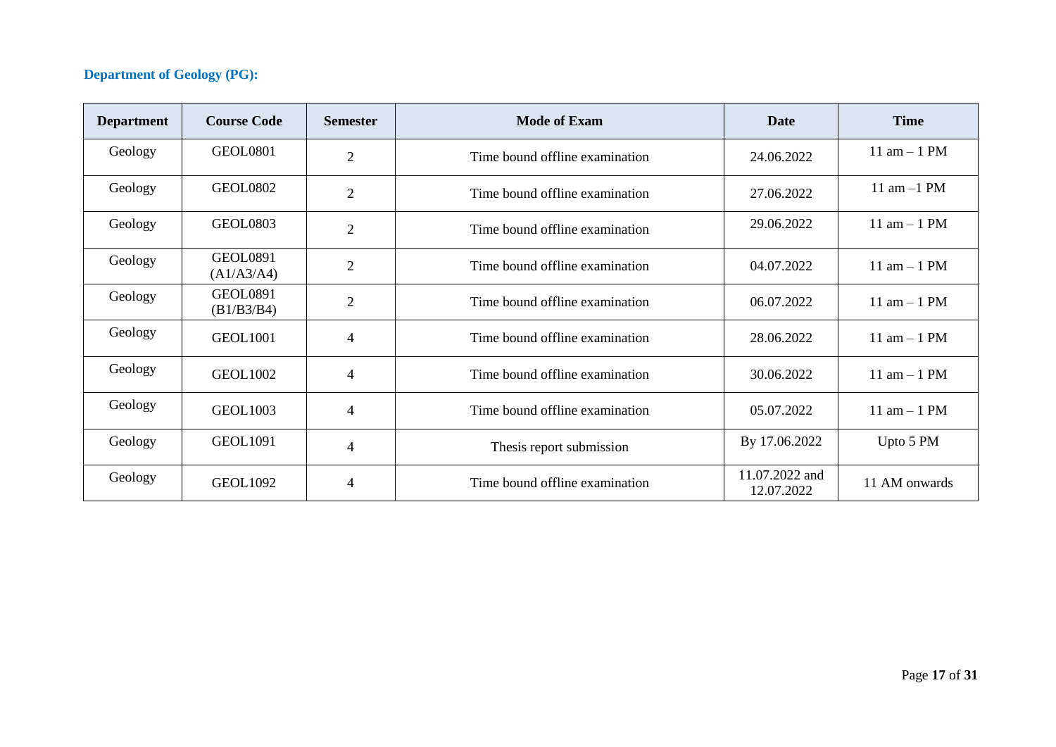**Department of Geology (PG):**

| Department | Course Code | Semester | Mode of Exam | Date | Time |
|---|---|---|---|---|---|
| Geology | GEOL0801 | 2 | Time bound offline examination | 24.06.2022 | 11 am – 1 PM |
| Geology | GEOL0802 | 2 | Time bound offline examination | 27.06.2022 | 11 am –1 PM |
| Geology | GEOL0803 | 2 | Time bound offline examination | 29.06.2022 | 11 am – 1 PM |
| Geology | GEOL0891 (A1/A3/A4) | 2 | Time bound offline examination | 04.07.2022 | 11 am – 1 PM |
| Geology | GEOL0891 (B1/B3/B4) | 2 | Time bound offline examination | 06.07.2022 | 11 am – 1 PM |
| Geology | GEOL1001 | 4 | Time bound offline examination | 28.06.2022 | 11 am – 1 PM |
| Geology | GEOL1002 | 4 | Time bound offline examination | 30.06.2022 | 11 am – 1 PM |
| Geology | GEOL1003 | 4 | Time bound offline examination | 05.07.2022 | 11 am – 1 PM |
| Geology | GEOL1091 | 4 | Thesis report submission | By 17.06.2022 | Upto 5 PM |
| Geology | GEOL1092 | 4 | Time bound offline examination | 11.07.2022 and 12.07.2022 | 11 AM onwards |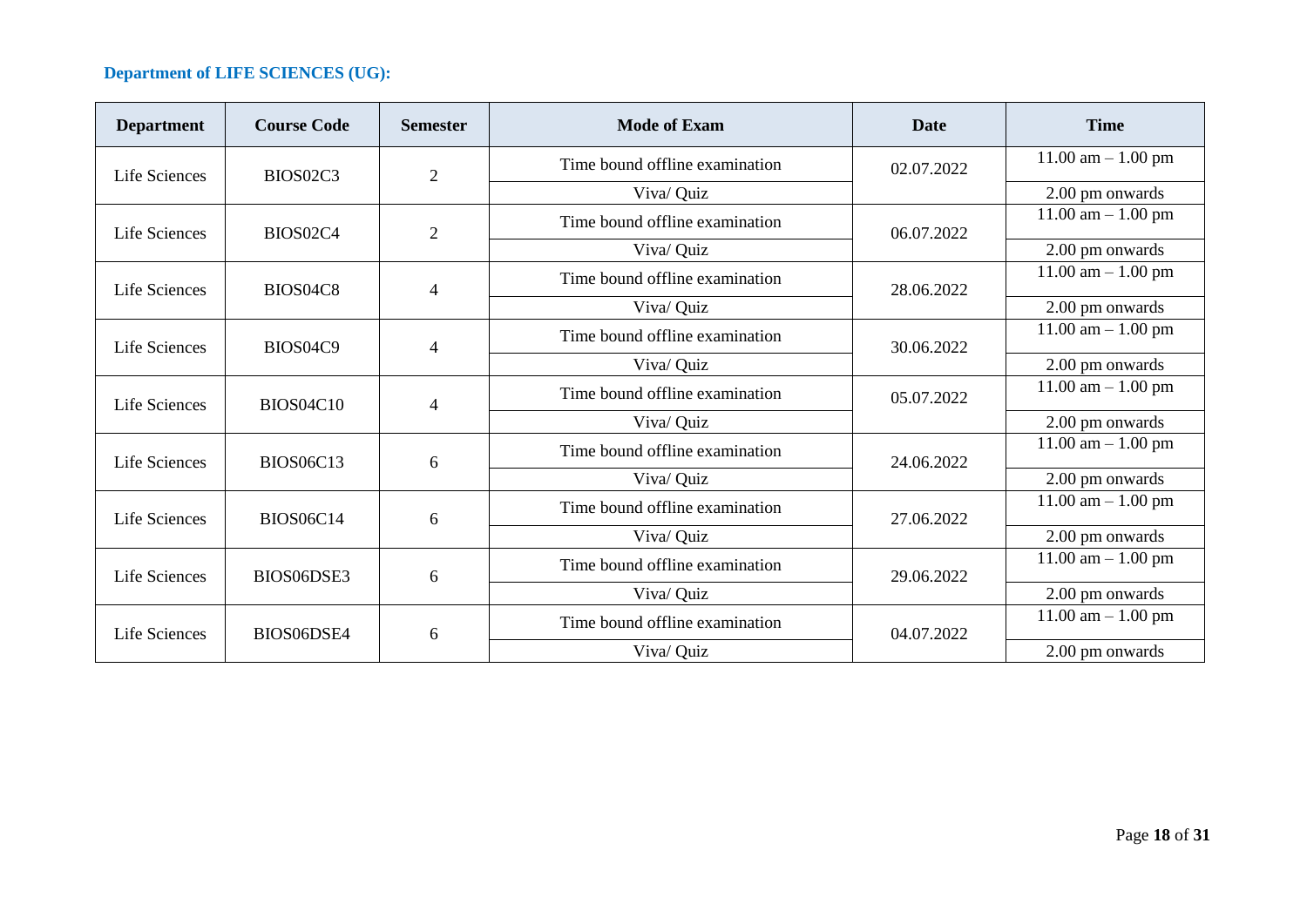**Department of LIFE SCIENCES (UG):**

| Department | Course Code | Semester | Mode of Exam | Date | Time |
|---|---|---|---|---|---|
| Life Sciences | BIOS02C3 | 2 | Time bound offline examination | 02.07.2022 | 11.00 am – 1.00 pm |
| | | | Viva/ Quiz | | 2.00 pm onwards |
| Life Sciences | BIOS02C4 | 2 | Time bound offline examination | 06.07.2022 | 11.00 am – 1.00 pm |
| | | | Viva/ Quiz | | 2.00 pm onwards |
| Life Sciences | BIOS04C8 | 4 | Time bound offline examination | 28.06.2022 | 11.00 am – 1.00 pm |
| | | | Viva/ Quiz | | 2.00 pm onwards |
| Life Sciences | BIOS04C9 | 4 | Time bound offline examination | 30.06.2022 | 11.00 am – 1.00 pm |
| | | | Viva/ Quiz | | 2.00 pm onwards |
| Life Sciences | BIOS04C10 | 4 | Time bound offline examination | 05.07.2022 | 11.00 am – 1.00 pm |
| | | | Viva/ Quiz | | 2.00 pm onwards |
| Life Sciences | BIOS06C13 | 6 | Time bound offline examination | 24.06.2022 | 11.00 am – 1.00 pm |
| | | | Viva/ Quiz | | 2.00 pm onwards |
| Life Sciences | BIOS06C14 | 6 | Time bound offline examination | 27.06.2022 | 11.00 am – 1.00 pm |
| | | | Viva/ Quiz | | 2.00 pm onwards |
| Life Sciences | BIOS06DSE3 | 6 | Time bound offline examination | 29.06.2022 | 11.00 am – 1.00 pm |
| | | | Viva/ Quiz | | 2.00 pm onwards |
| Life Sciences | BIOS06DSE4 | 6 | Time bound offline examination | 04.07.2022 | 11.00 am – 1.00 pm |
| | | | Viva/ Quiz | | 2.00 pm onwards |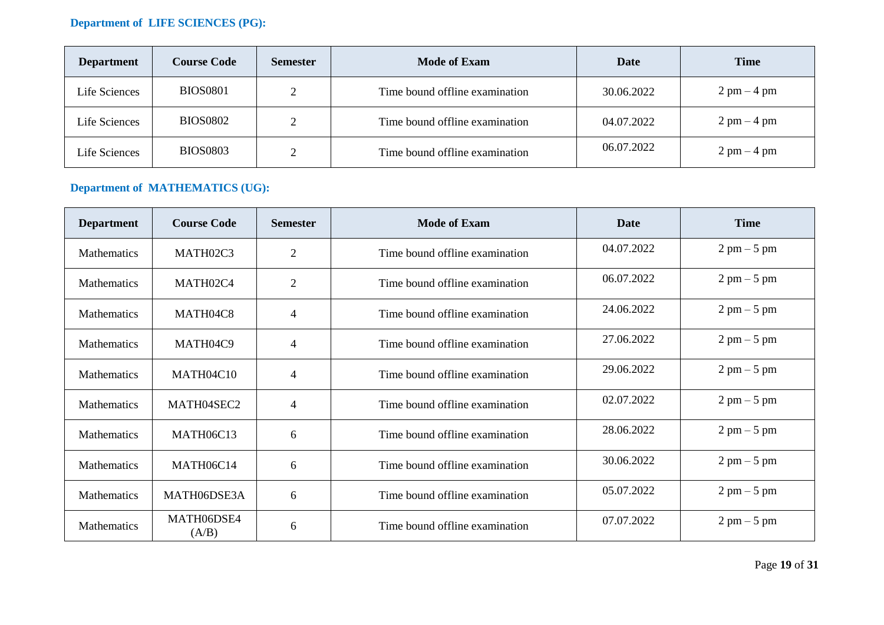**Department of LIFE SCIENCES (PG):**

| Department | Course Code | Semester | Mode of Exam | Date | Time |
|---|---|---|---|---|---|
| Life Sciences | BIOS0801 | 2 | Time bound offline examination | 30.06.2022 | 2 pm – 4 pm |
| Life Sciences | BIOS0802 | 2 | Time bound offline examination | 04.07.2022 | 2 pm – 4 pm |
| Life Sciences | BIOS0803 | 2 | Time bound offline examination | 06.07.2022 | 2 pm – 4 pm |

**Department of MATHEMATICS (UG):**

| Department | Course Code | Semester | Mode of Exam | Date | Time |
|---|---|---|---|---|---|
| Mathematics | MATH02C3 | 2 | Time bound offline examination | 04.07.2022 | 2 pm – 5 pm |
| Mathematics | MATH02C4 | 2 | Time bound offline examination | 06.07.2022 | 2 pm – 5 pm |
| Mathematics | MATH04C8 | 4 | Time bound offline examination | 24.06.2022 | 2 pm – 5 pm |
| Mathematics | MATH04C9 | 4 | Time bound offline examination | 27.06.2022 | 2 pm – 5 pm |
| Mathematics | MATH04C10 | 4 | Time bound offline examination | 29.06.2022 | 2 pm – 5 pm |
| Mathematics | MATH04SEC2 | 4 | Time bound offline examination | 02.07.2022 | 2 pm – 5 pm |
| Mathematics | MATH06C13 | 6 | Time bound offline examination | 28.06.2022 | 2 pm – 5 pm |
| Mathematics | MATH06C14 | 6 | Time bound offline examination | 30.06.2022 | 2 pm – 5 pm |
| Mathematics | MATH06DSE3A | 6 | Time bound offline examination | 05.07.2022 | 2 pm – 5 pm |
| Mathematics | MATH06DSE4 (A/B) | 6 | Time bound offline examination | 07.07.2022 | 2 pm – 5 pm |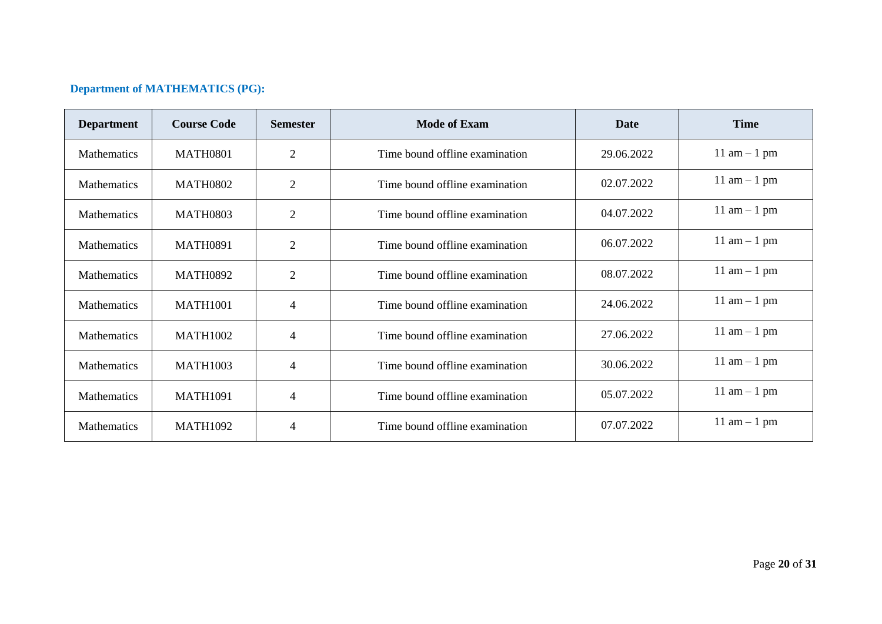### Department of MATHEMATICS (PG):

| Department | Course Code | Semester | Mode of Exam | Date | Time |
|---|---|---|---|---|---|
| Mathematics | MATH0801 | 2 | Time bound offline examination | 29.06.2022 | 11 am – 1 pm |
| Mathematics | MATH0802 | 2 | Time bound offline examination | 02.07.2022 | 11 am – 1 pm |
| Mathematics | MATH0803 | 2 | Time bound offline examination | 04.07.2022 | 11 am – 1 pm |
| Mathematics | MATH0891 | 2 | Time bound offline examination | 06.07.2022 | 11 am – 1 pm |
| Mathematics | MATH0892 | 2 | Time bound offline examination | 08.07.2022 | 11 am – 1 pm |
| Mathematics | MATH1001 | 4 | Time bound offline examination | 24.06.2022 | 11 am – 1 pm |
| Mathematics | MATH1002 | 4 | Time bound offline examination | 27.06.2022 | 11 am – 1 pm |
| Mathematics | MATH1003 | 4 | Time bound offline examination | 30.06.2022 | 11 am – 1 pm |
| Mathematics | MATH1091 | 4 | Time bound offline examination | 05.07.2022 | 11 am – 1 pm |
| Mathematics | MATH1092 | 4 | Time bound offline examination | 07.07.2022 | 11 am – 1 pm |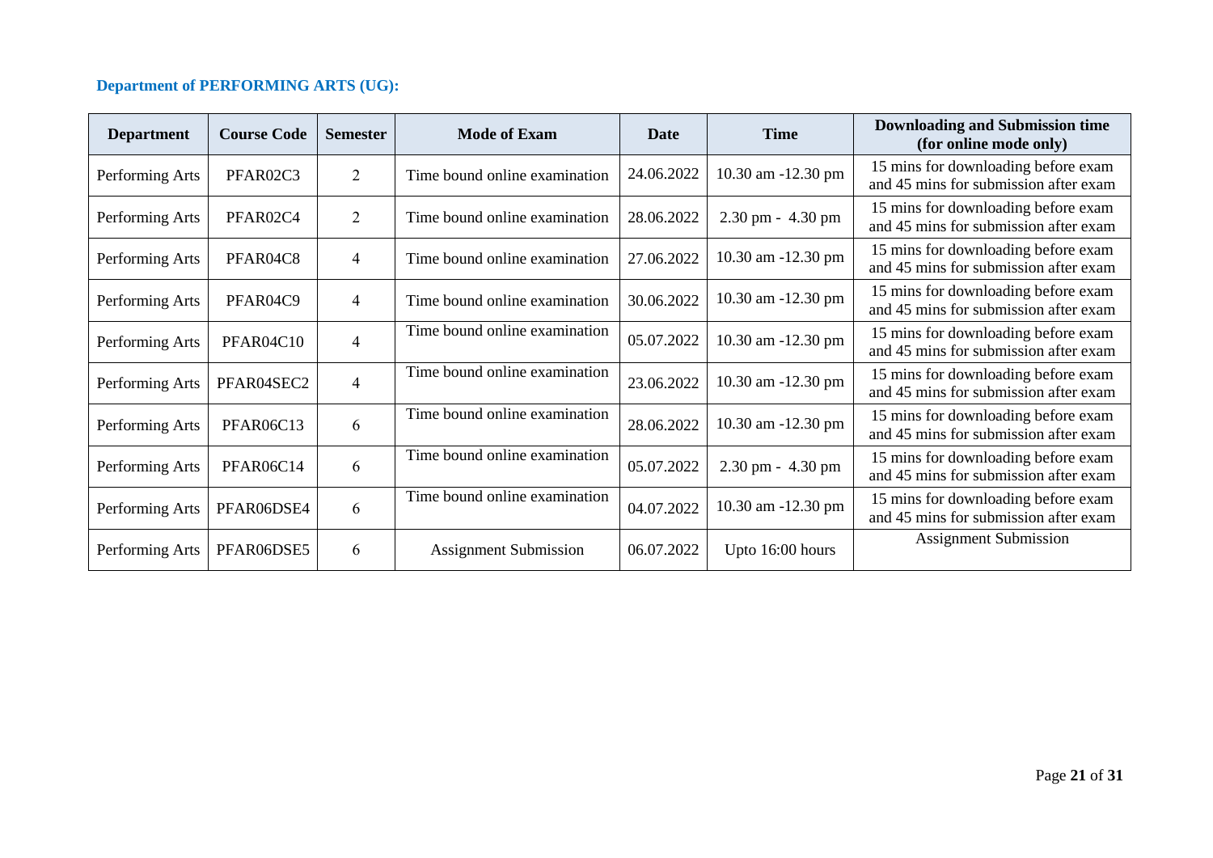**Department of PERFORMING ARTS (UG):**

| Department | Course Code | Semester | Mode of Exam | Date | Time | Downloading and Submission time (for online mode only) |
|---|---|---|---|---|---|---|
| Performing Arts | PFAR02C3 | 2 | Time bound online examination | 24.06.2022 | 10.30 am -12.30 pm | 15 mins for downloading before exam and 45 mins for submission after exam |
| Performing Arts | PFAR02C4 | 2 | Time bound online examination | 28.06.2022 | 2.30 pm - 4.30 pm | 15 mins for downloading before exam and 45 mins for submission after exam |
| Performing Arts | PFAR04C8 | 4 | Time bound online examination | 27.06.2022 | 10.30 am -12.30 pm | 15 mins for downloading before exam and 45 mins for submission after exam |
| Performing Arts | PFAR04C9 | 4 | Time bound online examination | 30.06.2022 | 10.30 am -12.30 pm | 15 mins for downloading before exam and 45 mins for submission after exam |
| Performing Arts | PFAR04C10 | 4 | Time bound online examination | 05.07.2022 | 10.30 am -12.30 pm | 15 mins for downloading before exam and 45 mins for submission after exam |
| Performing Arts | PFAR04SEC2 | 4 | Time bound online examination | 23.06.2022 | 10.30 am -12.30 pm | 15 mins for downloading before exam and 45 mins for submission after exam |
| Performing Arts | PFAR06C13 | 6 | Time bound online examination | 28.06.2022 | 10.30 am -12.30 pm | 15 mins for downloading before exam and 45 mins for submission after exam |
| Performing Arts | PFAR06C14 | 6 | Time bound online examination | 05.07.2022 | 2.30 pm - 4.30 pm | 15 mins for downloading before exam and 45 mins for submission after exam |
| Performing Arts | PFAR06DSE4 | 6 | Time bound online examination | 04.07.2022 | 10.30 am -12.30 pm | 15 mins for downloading before exam and 45 mins for submission after exam |
| Performing Arts | PFAR06DSE5 | 6 | Assignment Submission | 06.07.2022 | Upto 16:00 hours | Assignment Submission |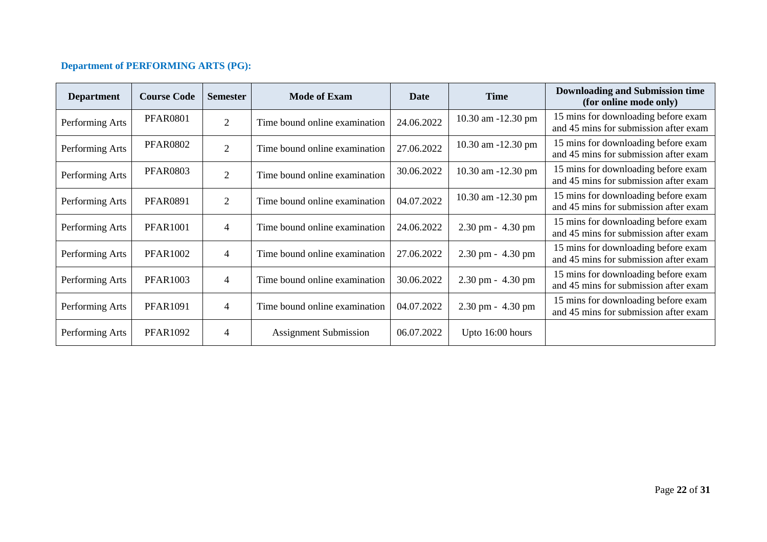### Department of PERFORMING ARTS (PG):

| Department | Course Code | Semester | Mode of Exam | Date | Time | Downloading and Submission time (for online mode only) |
|---|---|---|---|---|---|---|
| Performing Arts | PFAR0801 | 2 | Time bound online examination | 24.06.2022 | 10.30 am -12.30 pm | 15 mins for downloading before exam and 45 mins for submission after exam |
| Performing Arts | PFAR0802 | 2 | Time bound online examination | 27.06.2022 | 10.30 am -12.30 pm | 15 mins for downloading before exam and 45 mins for submission after exam |
| Performing Arts | PFAR0803 | 2 | Time bound online examination | 30.06.2022 | 10.30 am -12.30 pm | 15 mins for downloading before exam and 45 mins for submission after exam |
| Performing Arts | PFAR0891 | 2 | Time bound online examination | 04.07.2022 | 10.30 am -12.30 pm | 15 mins for downloading before exam and 45 mins for submission after exam |
| Performing Arts | PFAR1001 | 4 | Time bound online examination | 24.06.2022 | 2.30 pm - 4.30 pm | 15 mins for downloading before exam and 45 mins for submission after exam |
| Performing Arts | PFAR1002 | 4 | Time bound online examination | 27.06.2022 | 2.30 pm - 4.30 pm | 15 mins for downloading before exam and 45 mins for submission after exam |
| Performing Arts | PFAR1003 | 4 | Time bound online examination | 30.06.2022 | 2.30 pm - 4.30 pm | 15 mins for downloading before exam and 45 mins for submission after exam |
| Performing Arts | PFAR1091 | 4 | Time bound online examination | 04.07.2022 | 2.30 pm - 4.30 pm | 15 mins for downloading before exam and 45 mins for submission after exam |
| Performing Arts | PFAR1092 | 4 | Assignment Submission | 06.07.2022 | Upto 16:00 hours | |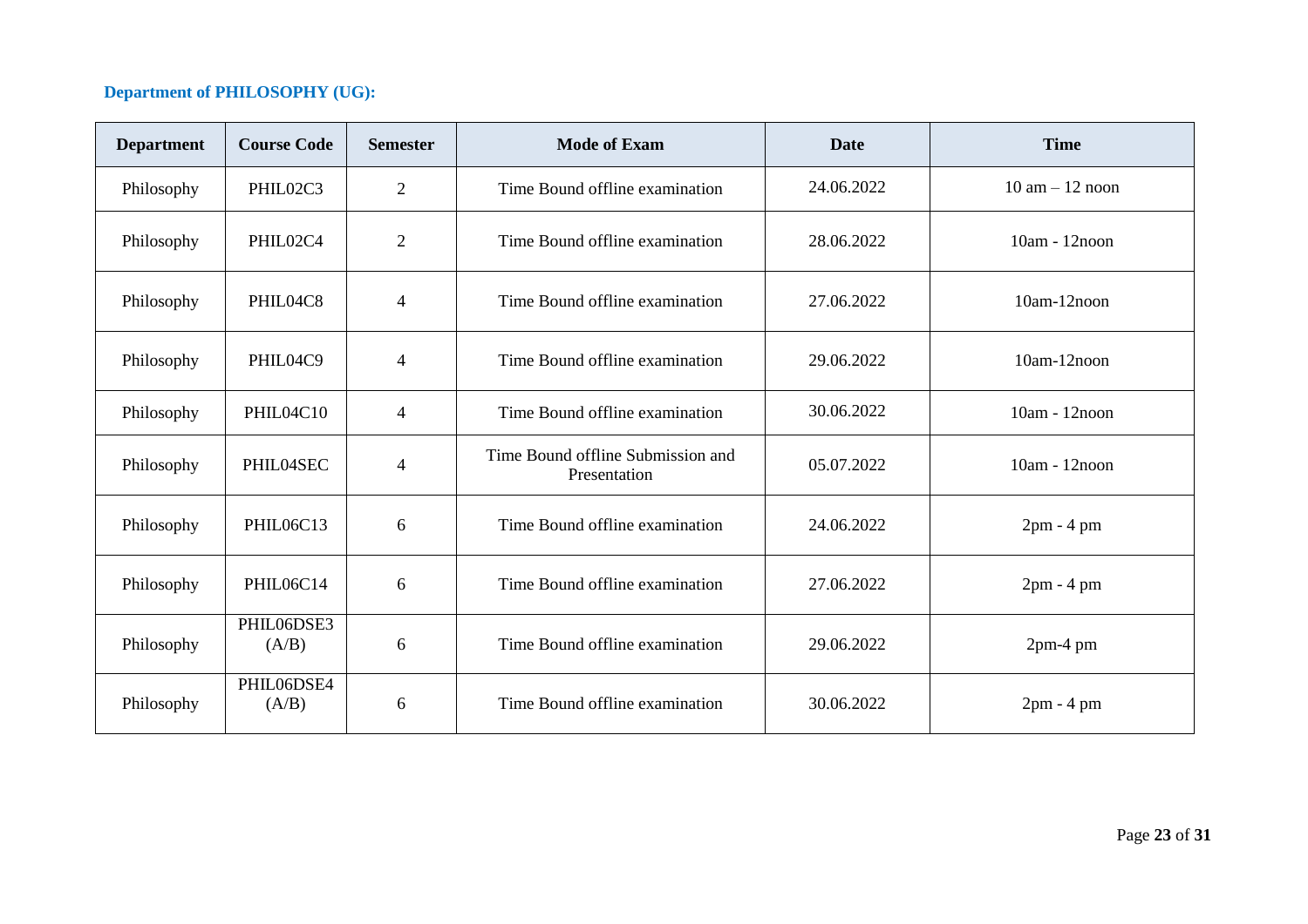**Department of PHILOSOPHY (UG):**

| Department | Course Code | Semester | Mode of Exam | Date | Time |
|---|---|---|---|---|---|
| Philosophy | PHIL02C3 | 2 | Time Bound offline examination | 24.06.2022 | 10 am – 12 noon |
| Philosophy | PHIL02C4 | 2 | Time Bound offline examination | 28.06.2022 | 10am - 12noon |
| Philosophy | PHIL04C8 | 4 | Time Bound offline examination | 27.06.2022 | 10am-12noon |
| Philosophy | PHIL04C9 | 4 | Time Bound offline examination | 29.06.2022 | 10am-12noon |
| Philosophy | PHIL04C10 | 4 | Time Bound offline examination | 30.06.2022 | 10am - 12noon |
| Philosophy | PHIL04SEC | 4 | Time Bound offline Submission and Presentation | 05.07.2022 | 10am - 12noon |
| Philosophy | PHIL06C13 | 6 | Time Bound offline examination | 24.06.2022 | 2pm - 4 pm |
| Philosophy | PHIL06C14 | 6 | Time Bound offline examination | 27.06.2022 | 2pm - 4 pm |
| Philosophy | PHIL06DSE3 (A/B) | 6 | Time Bound offline examination | 29.06.2022 | 2pm-4 pm |
| Philosophy | PHIL06DSE4 (A/B) | 6 | Time Bound offline examination | 30.06.2022 | 2pm - 4 pm |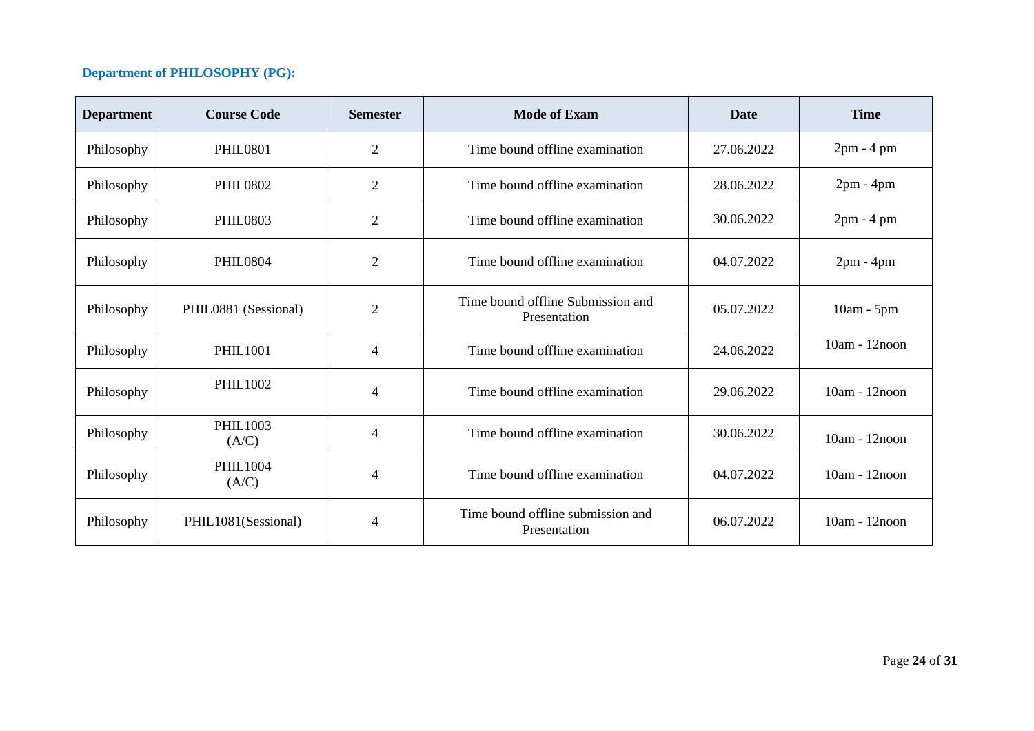### Department of PHILOSOPHY (PG):

| Department | Course Code | Semester | Mode of Exam | Date | Time |
|---|---|---|---|---|---|
| Philosophy | PHIL0801 | 2 | Time bound offline examination | 27.06.2022 | 2pm - 4 pm |
| Philosophy | PHIL0802 | 2 | Time bound offline examination | 28.06.2022 | 2pm - 4pm |
| Philosophy | PHIL0803 | 2 | Time bound offline examination | 30.06.2022 | 2pm - 4 pm |
| Philosophy | PHIL0804 | 2 | Time bound offline examination | 04.07.2022 | 2pm - 4pm |
| Philosophy | PHIL0881 (Sessional) | 2 | Time bound offline Submission and Presentation | 05.07.2022 | 10am - 5pm |
| Philosophy | PHIL1001 | 4 | Time bound offline examination | 24.06.2022 | 10am - 12noon |
| Philosophy | PHIL1002 | 4 | Time bound offline examination | 29.06.2022 | 10am - 12noon |
| Philosophy | PHIL1003 (A/C) | 4 | Time bound offline examination | 30.06.2022 | 10am - 12noon |
| Philosophy | PHIL1004 (A/C) | 4 | Time bound offline examination | 04.07.2022 | 10am - 12noon |
| Philosophy | PHIL1081(Sessional) | 4 | Time bound offline submission and Presentation | 06.07.2022 | 10am - 12noon |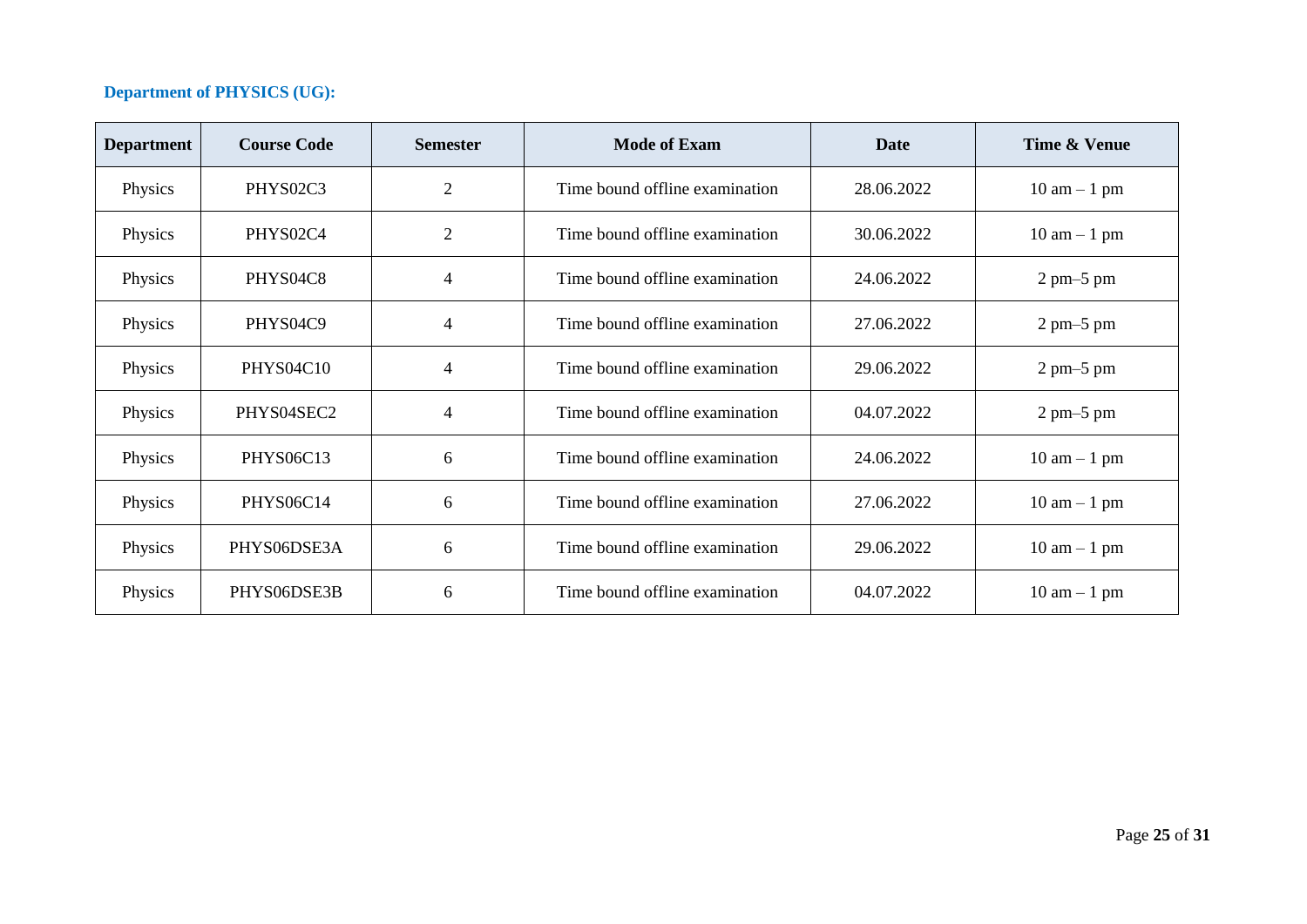**Department of PHYSICS (UG):**

| Department | Course Code | Semester | Mode of Exam | Date | Time & Venue |
|---|---|---|---|---|---|
| Physics | PHYS02C3 | 2 | Time bound offline examination | 28.06.2022 | 10 am – 1 pm |
| Physics | PHYS02C4 | 2 | Time bound offline examination | 30.06.2022 | 10 am – 1 pm |
| Physics | PHYS04C8 | 4 | Time bound offline examination | 24.06.2022 | 2 pm–5 pm |
| Physics | PHYS04C9 | 4 | Time bound offline examination | 27.06.2022 | 2 pm–5 pm |
| Physics | PHYS04C10 | 4 | Time bound offline examination | 29.06.2022 | 2 pm–5 pm |
| Physics | PHYS04SEC2 | 4 | Time bound offline examination | 04.07.2022 | 2 pm–5 pm |
| Physics | PHYS06C13 | 6 | Time bound offline examination | 24.06.2022 | 10 am – 1 pm |
| Physics | PHYS06C14 | 6 | Time bound offline examination | 27.06.2022 | 10 am – 1 pm |
| Physics | PHYS06DSE3A | 6 | Time bound offline examination | 29.06.2022 | 10 am – 1 pm |
| Physics | PHYS06DSE3B | 6 | Time bound offline examination | 04.07.2022 | 10 am – 1 pm |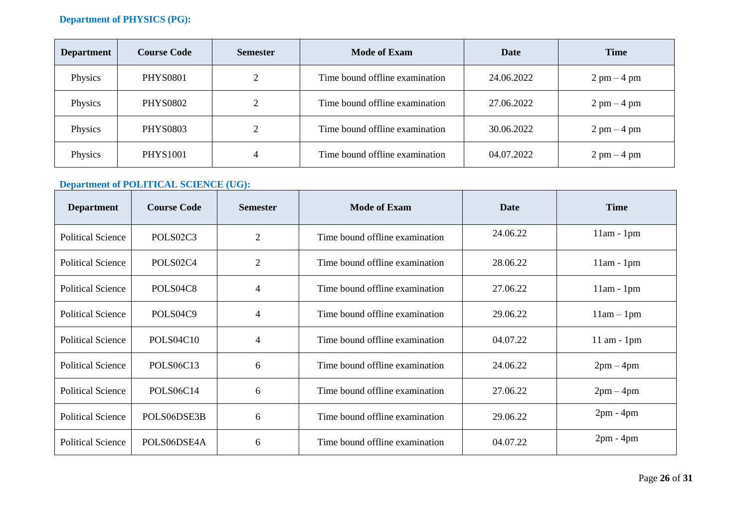**Department of PHYSICS (PG):**

| Department | Course Code | Semester | Mode of Exam | Date | Time |
|---|---|---|---|---|---|
| Physics | PHYS0801 | 2 | Time bound offline examination | 24.06.2022 | 2 pm – 4 pm |
| Physics | PHYS0802 | 2 | Time bound offline examination | 27.06.2022 | 2 pm – 4 pm |
| Physics | PHYS0803 | 2 | Time bound offline examination | 30.06.2022 | 2 pm – 4 pm |
| Physics | PHYS1001 | 4 | Time bound offline examination | 04.07.2022 | 2 pm – 4 pm |

**Department of POLITICAL SCIENCE (UG):**

| Department | Course Code | Semester | Mode of Exam | Date | Time |
|---|---|---|---|---|---|
| Political Science | POLS02C3 | 2 | Time bound offline examination | 24.06.22 | 11am - 1pm |
| Political Science | POLS02C4 | 2 | Time bound offline examination | 28.06.22 | 11am - 1pm |
| Political Science | POLS04C8 | 4 | Time bound offline examination | 27.06.22 | 11am - 1pm |
| Political Science | POLS04C9 | 4 | Time bound offline examination | 29.06.22 | 11am – 1pm |
| Political Science | POLS04C10 | 4 | Time bound offline examination | 04.07.22 | 11 am - 1pm |
| Political Science | POLS06C13 | 6 | Time bound offline examination | 24.06.22 | 2pm – 4pm |
| Political Science | POLS06C14 | 6 | Time bound offline examination | 27.06.22 | 2pm – 4pm |
| Political Science | POLS06DSE3B | 6 | Time bound offline examination | 29.06.22 | 2pm - 4pm |
| Political Science | POLS06DSE4A | 6 | Time bound offline examination | 04.07.22 | 2pm - 4pm |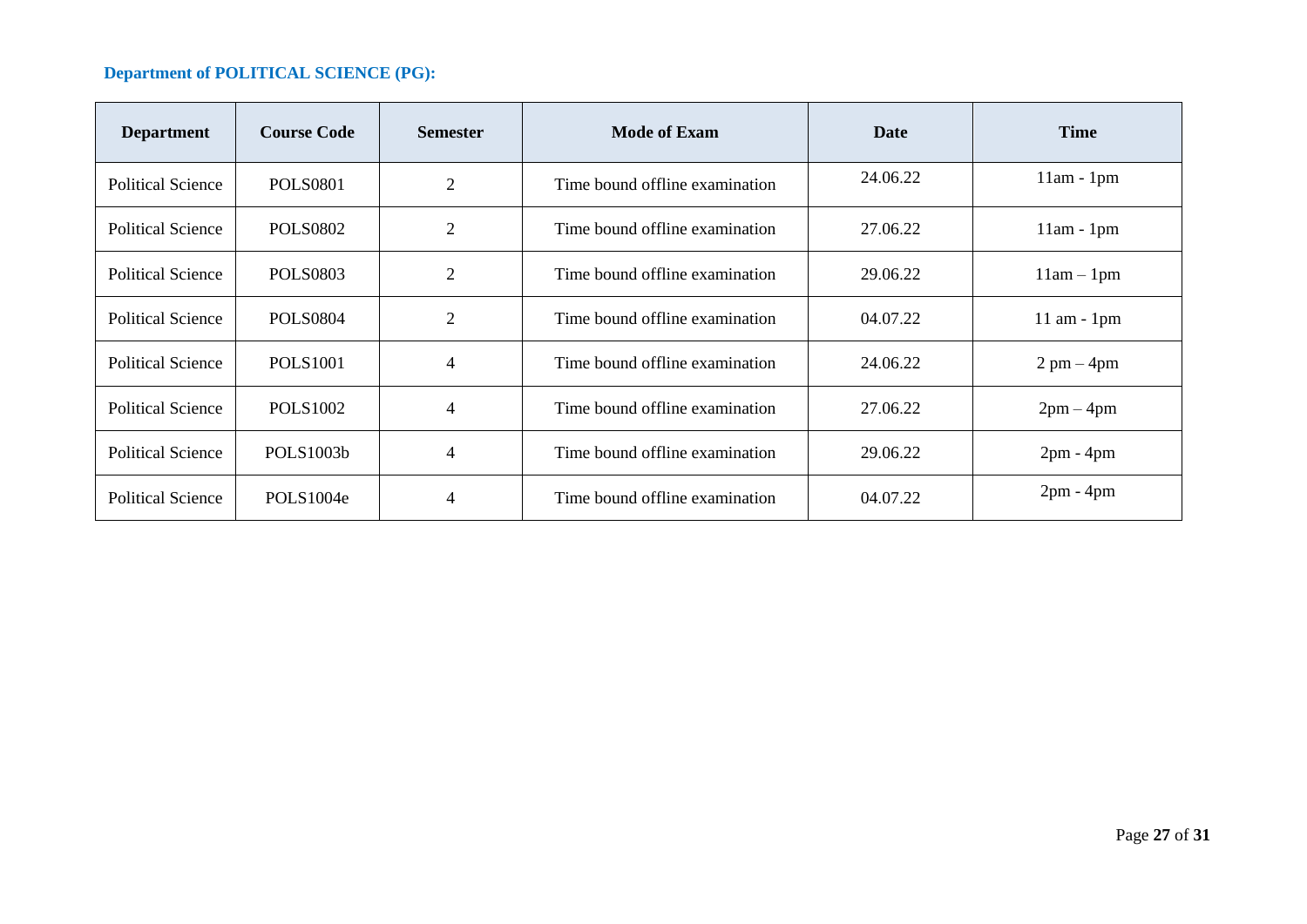### Department of POLITICAL SCIENCE (PG):

| Department | Course Code | Semester | Mode of Exam | Date | Time |
|---|---|---|---|---|---|
| Political Science | POLS0801 | 2 | Time bound offline examination | 24.06.22 | 11am - 1pm |
| Political Science | POLS0802 | 2 | Time bound offline examination | 27.06.22 | 11am - 1pm |
| Political Science | POLS0803 | 2 | Time bound offline examination | 29.06.22 | 11am – 1pm |
| Political Science | POLS0804 | 2 | Time bound offline examination | 04.07.22 | 11 am - 1pm |
| Political Science | POLS1001 | 4 | Time bound offline examination | 24.06.22 | 2 pm – 4pm |
| Political Science | POLS1002 | 4 | Time bound offline examination | 27.06.22 | 2pm – 4pm |
| Political Science | POLS1003b | 4 | Time bound offline examination | 29.06.22 | 2pm - 4pm |
| Political Science | POLS1004e | 4 | Time bound offline examination | 04.07.22 | 2pm - 4pm |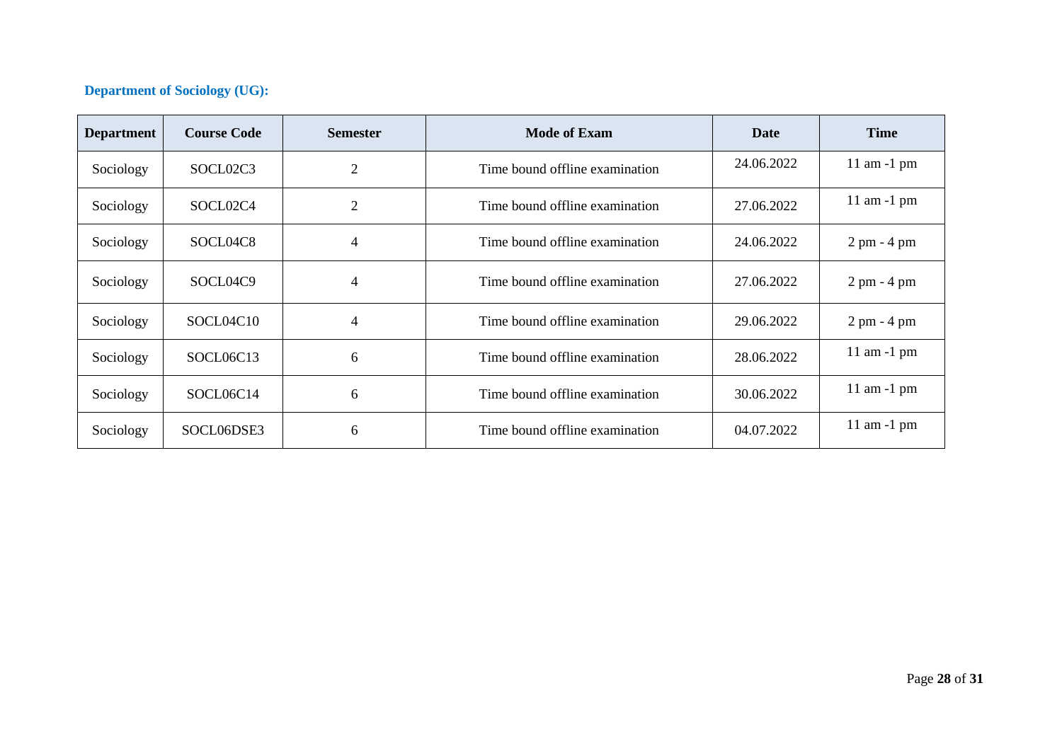### Department of Sociology (UG):

| Department | Course Code | Semester | Mode of Exam | Date | Time |
|---|---|---|---|---|---|
| Sociology | SOCL02C3 | 2 | Time bound offline examination | 24.06.2022 | 11 am -1 pm |
| Sociology | SOCL02C4 | 2 | Time bound offline examination | 27.06.2022 | 11 am -1 pm |
| Sociology | SOCL04C8 | 4 | Time bound offline examination | 24.06.2022 | 2 pm - 4 pm |
| Sociology | SOCL04C9 | 4 | Time bound offline examination | 27.06.2022 | 2 pm - 4 pm |
| Sociology | SOCL04C10 | 4 | Time bound offline examination | 29.06.2022 | 2 pm - 4 pm |
| Sociology | SOCL06C13 | 6 | Time bound offline examination | 28.06.2022 | 11 am -1 pm |
| Sociology | SOCL06C14 | 6 | Time bound offline examination | 30.06.2022 | 11 am -1 pm |
| Sociology | SOCL06DSE3 | 6 | Time bound offline examination | 04.07.2022 | 11 am -1 pm |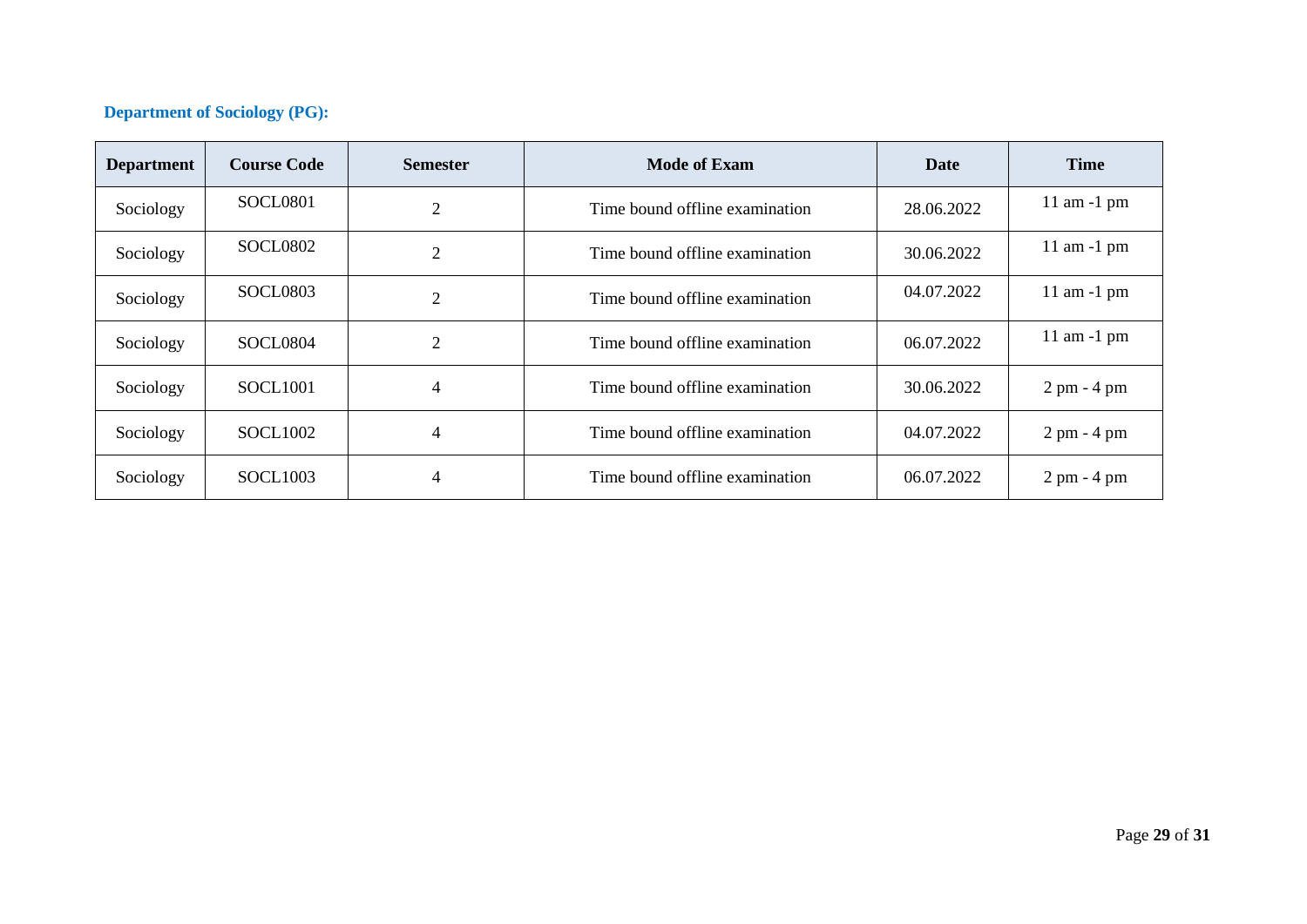**Department of Sociology (PG):**

| Department | Course Code | Semester | Mode of Exam | Date | Time |
|---|---|---|---|---|---|
| Sociology | SOCL0801 | 2 | Time bound offline examination | 28.06.2022 | 11 am -1 pm |
| Sociology | SOCL0802 | 2 | Time bound offline examination | 30.06.2022 | 11 am -1 pm |
| Sociology | SOCL0803 | 2 | Time bound offline examination | 04.07.2022 | 11 am -1 pm |
| Sociology | SOCL0804 | 2 | Time bound offline examination | 06.07.2022 | 11 am -1 pm |
| Sociology | SOCL1001 | 4 | Time bound offline examination | 30.06.2022 | 2 pm - 4 pm |
| Sociology | SOCL1002 | 4 | Time bound offline examination | 04.07.2022 | 2 pm - 4 pm |
| Sociology | SOCL1003 | 4 | Time bound offline examination | 06.07.2022 | 2 pm - 4 pm |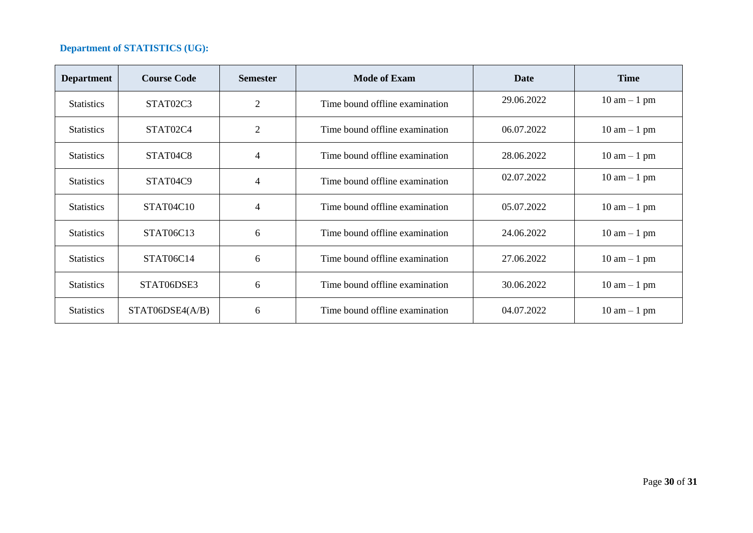### Department of STATISTICS (UG):

| Department | Course Code | Semester | Mode of Exam | Date | Time |
|---|---|---|---|---|---|
| Statistics | STAT02C3 | 2 | Time bound offline examination | 29.06.2022 | 10 am – 1 pm |
| Statistics | STAT02C4 | 2 | Time bound offline examination | 06.07.2022 | 10 am – 1 pm |
| Statistics | STAT04C8 | 4 | Time bound offline examination | 28.06.2022 | 10 am – 1 pm |
| Statistics | STAT04C9 | 4 | Time bound offline examination | 02.07.2022 | 10 am – 1 pm |
| Statistics | STAT04C10 | 4 | Time bound offline examination | 05.07.2022 | 10 am – 1 pm |
| Statistics | STAT06C13 | 6 | Time bound offline examination | 24.06.2022 | 10 am – 1 pm |
| Statistics | STAT06C14 | 6 | Time bound offline examination | 27.06.2022 | 10 am – 1 pm |
| Statistics | STAT06DSE3 | 6 | Time bound offline examination | 30.06.2022 | 10 am – 1 pm |
| Statistics | STAT06DSE4(A/B) | 6 | Time bound offline examination | 04.07.2022 | 10 am – 1 pm |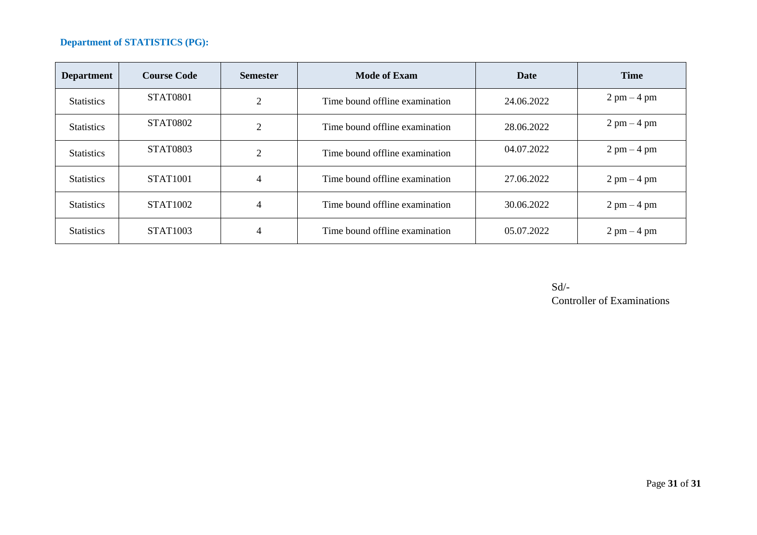**Department of STATISTICS (PG):**

| Department | Course Code | Semester | Mode of Exam | Date | Time |
|---|---|---|---|---|---|
| Statistics | STAT0801 | 2 | Time bound offline examination | 24.06.2022 | 2 pm – 4 pm |
| Statistics | STAT0802 | 2 | Time bound offline examination | 28.06.2022 | 2 pm – 4 pm |
| Statistics | STAT0803 | 2 | Time bound offline examination | 04.07.2022 | 2 pm – 4 pm |
| Statistics | STAT1001 | 4 | Time bound offline examination | 27.06.2022 | 2 pm – 4 pm |
| Statistics | STAT1002 | 4 | Time bound offline examination | 30.06.2022 | 2 pm – 4 pm |
| Statistics | STAT1003 | 4 | Time bound offline examination | 05.07.2022 | 2 pm – 4 pm |

Sd/-
Controller of Examinations